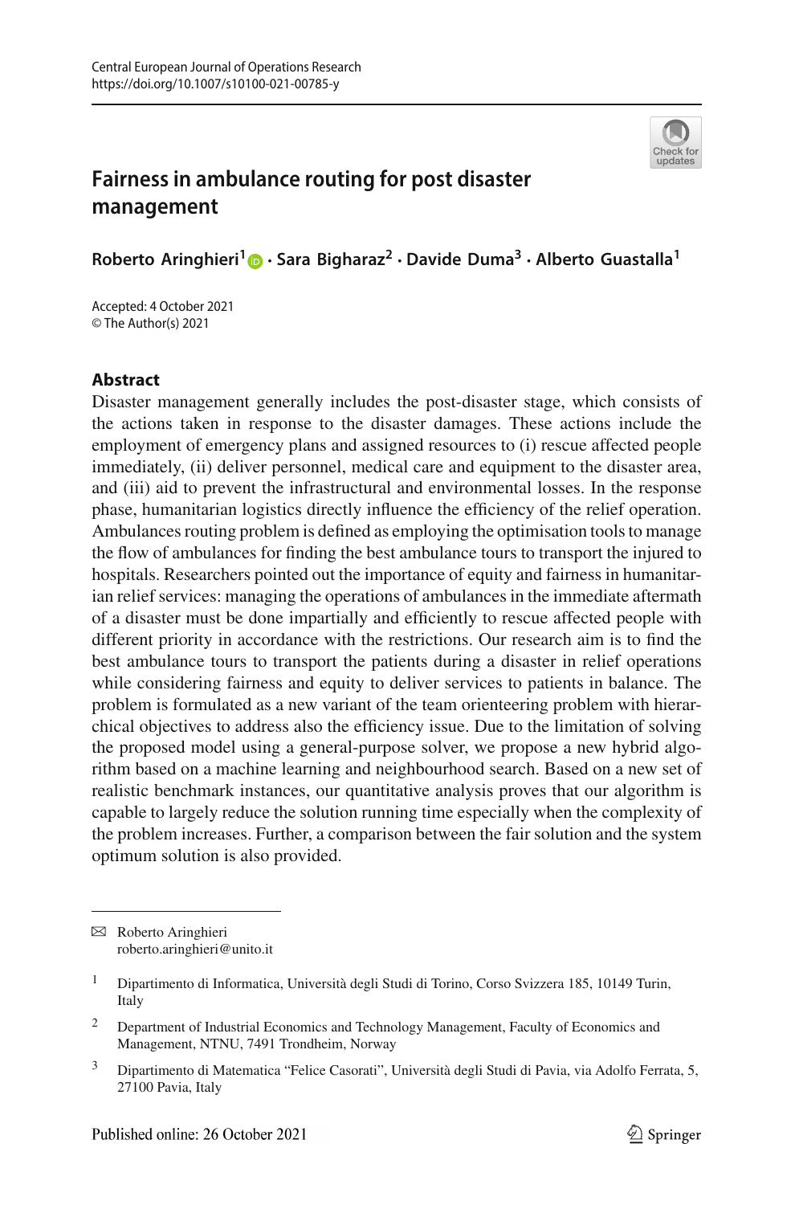# Fairness in ambulance routing for post disaster management

**Roberto Aringhieri[1] · Sara Bigharaz[2] · Davide Duma[3] · Alberto Guastalla[1]**

Accepted: 4 October 2021
© The Author(s) 2021

## Abstract

Disaster management generally includes the post-disaster stage, which consists of the actions taken in response to the disaster damages. These actions include the employment of emergency plans and assigned resources to (i) rescue affected people immediately, (ii) deliver personnel, medical care and equipment to the disaster area, and (iii) aid to prevent the infrastructural and environmental losses. In the response phase, humanitarian logistics directly influence the efficiency of the relief operation. Ambulances routing problem is defined as employing the optimisation tools to manage the flow of ambulances for finding the best ambulance tours to transport the injured to hospitals. Researchers pointed out the importance of equity and fairness in humanitarian relief services: managing the operations of ambulances in the immediate aftermath of a disaster must be done impartially and efficiently to rescue affected people with different priority in accordance with the restrictions. Our research aim is to find the best ambulance tours to transport the patients during a disaster in relief operations while considering fairness and equity to deliver services to patients in balance. The problem is formulated as a new variant of the team orienteering problem with hierarchical objectives to address also the efficiency issue. Due to the limitation of solving the proposed model using a general-purpose solver, we propose a new hybrid algorithm based on a machine learning and neighbourhood search. Based on a new set of realistic benchmark instances, our quantitative analysis proves that our algorithm is capable to largely reduce the solution running time especially when the complexity of the problem increases. Further, a comparison between the fair solution and the system optimum solution is also provided.

---

✉ Roberto Aringhieri
roberto.aringhieri@unito.it

[1] Dipartimento di Informatica, Università degli Studi di Torino, Corso Svizzera 185, 10149 Turin, Italy

[2] Department of Industrial Economics and Technology Management, Faculty of Economics and Management, NTNU, 7491 Trondheim, Norway

[3] Dipartimento di Matematica "Felice Casorati", Università degli Studi di Pavia, via Adolfo Ferrata, 5, 27100 Pavia, Italy

Published online: 26 October 2021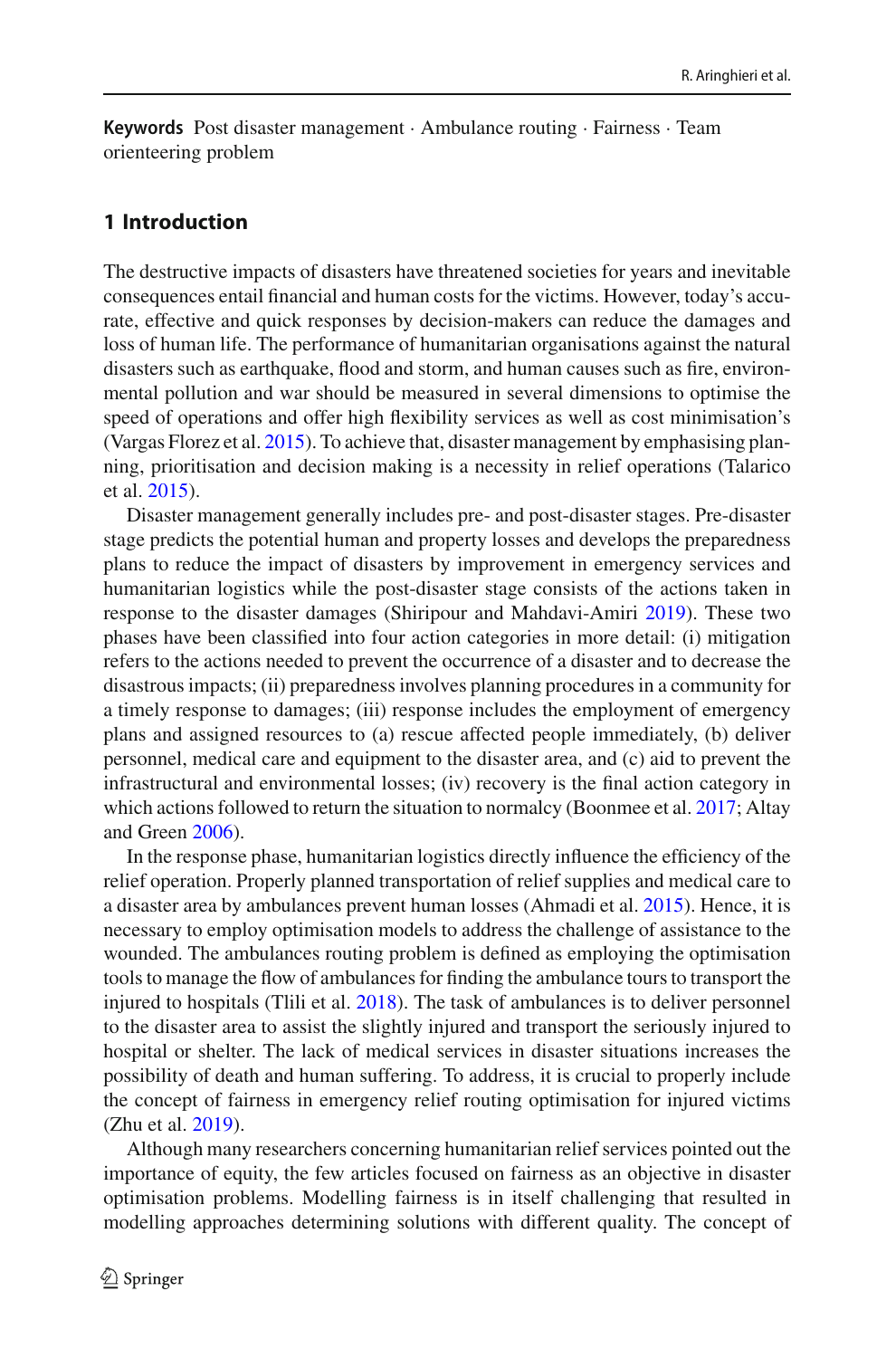**Keywords** Post disaster management · Ambulance routing · Fairness · Team orienteering problem

## 1 Introduction

The destructive impacts of disasters have threatened societies for years and inevitable consequences entail financial and human costs for the victims. However, today's accurate, effective and quick responses by decision-makers can reduce the damages and loss of human life. The performance of humanitarian organisations against the natural disasters such as earthquake, flood and storm, and human causes such as fire, environmental pollution and war should be measured in several dimensions to optimise the speed of operations and offer high flexibility services as well as cost minimisation's (Vargas Florez et al. 2015). To achieve that, disaster management by emphasising planning, prioritisation and decision making is a necessity in relief operations (Talarico et al. 2015).

Disaster management generally includes pre- and post-disaster stages. Pre-disaster stage predicts the potential human and property losses and develops the preparedness plans to reduce the impact of disasters by improvement in emergency services and humanitarian logistics while the post-disaster stage consists of the actions taken in response to the disaster damages (Shiripour and Mahdavi-Amiri 2019). These two phases have been classified into four action categories in more detail: (i) mitigation refers to the actions needed to prevent the occurrence of a disaster and to decrease the disastrous impacts; (ii) preparedness involves planning procedures in a community for a timely response to damages; (iii) response includes the employment of emergency plans and assigned resources to (a) rescue affected people immediately, (b) deliver personnel, medical care and equipment to the disaster area, and (c) aid to prevent the infrastructural and environmental losses; (iv) recovery is the final action category in which actions followed to return the situation to normalcy (Boonmee et al. 2017; Altay and Green 2006).

In the response phase, humanitarian logistics directly influence the efficiency of the relief operation. Properly planned transportation of relief supplies and medical care to a disaster area by ambulances prevent human losses (Ahmadi et al. 2015). Hence, it is necessary to employ optimisation models to address the challenge of assistance to the wounded. The ambulances routing problem is defined as employing the optimisation tools to manage the flow of ambulances for finding the ambulance tours to transport the injured to hospitals (Tlili et al. 2018). The task of ambulances is to deliver personnel to the disaster area to assist the slightly injured and transport the seriously injured to hospital or shelter. The lack of medical services in disaster situations increases the possibility of death and human suffering. To address, it is crucial to properly include the concept of fairness in emergency relief routing optimisation for injured victims (Zhu et al. 2019).

Although many researchers concerning humanitarian relief services pointed out the importance of equity, the few articles focused on fairness as an objective in disaster optimisation problems. Modelling fairness is in itself challenging that resulted in modelling approaches determining solutions with different quality. The concept of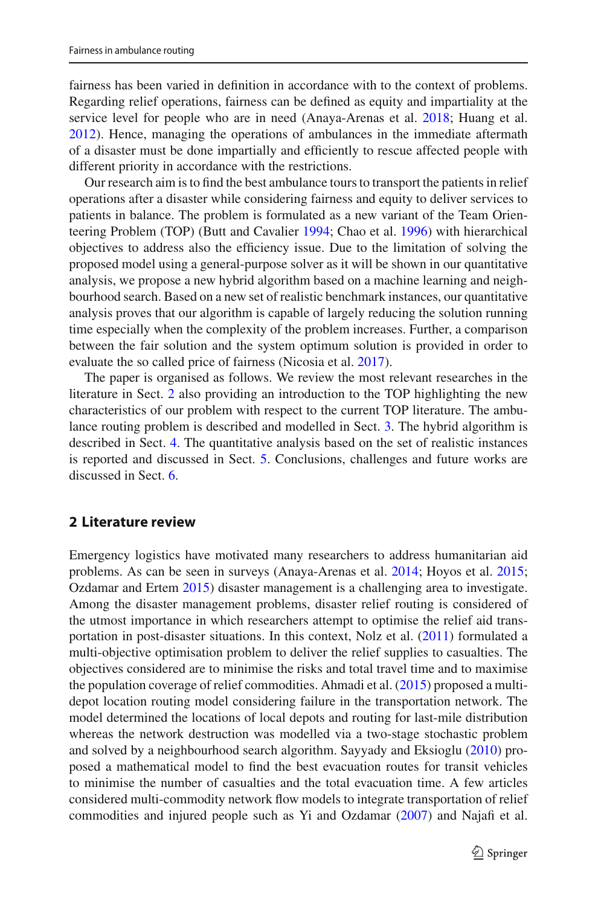fairness has been varied in definition in accordance with to the context of problems. Regarding relief operations, fairness can be defined as equity and impartiality at the service level for people who are in need (Anaya-Arenas et al. 2018; Huang et al. 2012). Hence, managing the operations of ambulances in the immediate aftermath of a disaster must be done impartially and efficiently to rescue affected people with different priority in accordance with the restrictions.

Our research aim is to find the best ambulance tours to transport the patients in relief operations after a disaster while considering fairness and equity to deliver services to patients in balance. The problem is formulated as a new variant of the Team Orienteering Problem (TOP) (Butt and Cavalier 1994; Chao et al. 1996) with hierarchical objectives to address also the efficiency issue. Due to the limitation of solving the proposed model using a general-purpose solver as it will be shown in our quantitative analysis, we propose a new hybrid algorithm based on a machine learning and neighbourhood search. Based on a new set of realistic benchmark instances, our quantitative analysis proves that our algorithm is capable of largely reducing the solution running time especially when the complexity of the problem increases. Further, a comparison between the fair solution and the system optimum solution is provided in order to evaluate the so called price of fairness (Nicosia et al. 2017).

The paper is organised as follows. We review the most relevant researches in the literature in Sect. 2 also providing an introduction to the TOP highlighting the new characteristics of our problem with respect to the current TOP literature. The ambulance routing problem is described and modelled in Sect. 3. The hybrid algorithm is described in Sect. 4. The quantitative analysis based on the set of realistic instances is reported and discussed in Sect. 5. Conclusions, challenges and future works are discussed in Sect. 6.

## 2 Literature review

Emergency logistics have motivated many researchers to address humanitarian aid problems. As can be seen in surveys (Anaya-Arenas et al. 2014; Hoyos et al. 2015; Ozdamar and Ertem 2015) disaster management is a challenging area to investigate. Among the disaster management problems, disaster relief routing is considered of the utmost importance in which researchers attempt to optimise the relief aid transportation in post-disaster situations. In this context, Nolz et al. (2011) formulated a multi-objective optimisation problem to deliver the relief supplies to casualties. The objectives considered are to minimise the risks and total travel time and to maximise the population coverage of relief commodities. Ahmadi et al. (2015) proposed a multi-depot location routing model considering failure in the transportation network. The model determined the locations of local depots and routing for last-mile distribution whereas the network destruction was modelled via a two-stage stochastic problem and solved by a neighbourhood search algorithm. Sayyady and Eksioglu (2010) proposed a mathematical model to find the best evacuation routes for transit vehicles to minimise the number of casualties and the total evacuation time. A few articles considered multi-commodity network flow models to integrate transportation of relief commodities and injured people such as Yi and Ozdamar (2007) and Najafi et al.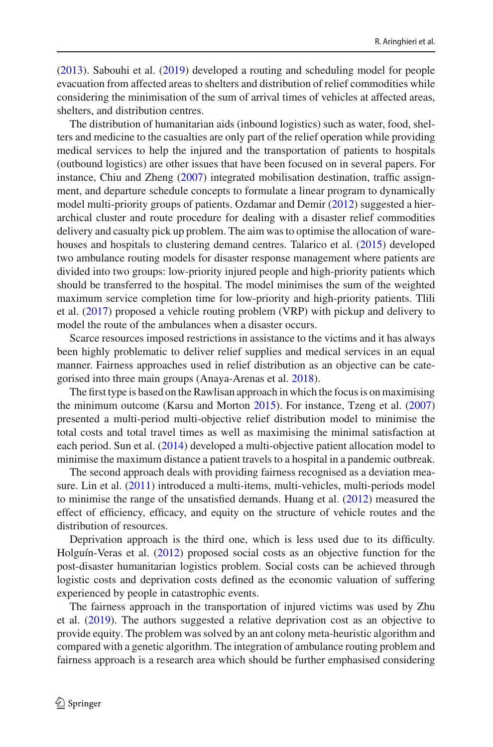(2013). Sabouhi et al. (2019) developed a routing and scheduling model for people evacuation from affected areas to shelters and distribution of relief commodities while considering the minimisation of the sum of arrival times of vehicles at affected areas, shelters, and distribution centres.

The distribution of humanitarian aids (inbound logistics) such as water, food, shelters and medicine to the casualties are only part of the relief operation while providing medical services to help the injured and the transportation of patients to hospitals (outbound logistics) are other issues that have been focused on in several papers. For instance, Chiu and Zheng (2007) integrated mobilisation destination, traffic assignment, and departure schedule concepts to formulate a linear program to dynamically model multi-priority groups of patients. Ozdamar and Demir (2012) suggested a hierarchical cluster and route procedure for dealing with a disaster relief commodities delivery and casualty pick up problem. The aim was to optimise the allocation of warehouses and hospitals to clustering demand centres. Talarico et al. (2015) developed two ambulance routing models for disaster response management where patients are divided into two groups: low-priority injured people and high-priority patients which should be transferred to the hospital. The model minimises the sum of the weighted maximum service completion time for low-priority and high-priority patients. Tlili et al. (2017) proposed a vehicle routing problem (VRP) with pickup and delivery to model the route of the ambulances when a disaster occurs.

Scarce resources imposed restrictions in assistance to the victims and it has always been highly problematic to deliver relief supplies and medical services in an equal manner. Fairness approaches used in relief distribution as an objective can be categorised into three main groups (Anaya-Arenas et al. 2018).

The first type is based on the Rawlisan approach in which the focus is on maximising the minimum outcome (Karsu and Morton 2015). For instance, Tzeng et al. (2007) presented a multi-period multi-objective relief distribution model to minimise the total costs and total travel times as well as maximising the minimal satisfaction at each period. Sun et al. (2014) developed a multi-objective patient allocation model to minimise the maximum distance a patient travels to a hospital in a pandemic outbreak.

The second approach deals with providing fairness recognised as a deviation measure. Lin et al. (2011) introduced a multi-items, multi-vehicles, multi-periods model to minimise the range of the unsatisfied demands. Huang et al. (2012) measured the effect of efficiency, efficacy, and equity on the structure of vehicle routes and the distribution of resources.

Deprivation approach is the third one, which is less used due to its difficulty. Holguín-Veras et al. (2012) proposed social costs as an objective function for the post-disaster humanitarian logistics problem. Social costs can be achieved through logistic costs and deprivation costs defined as the economic valuation of suffering experienced by people in catastrophic events.

The fairness approach in the transportation of injured victims was used by Zhu et al. (2019). The authors suggested a relative deprivation cost as an objective to provide equity. The problem was solved by an ant colony meta-heuristic algorithm and compared with a genetic algorithm. The integration of ambulance routing problem and fairness approach is a research area which should be further emphasised considering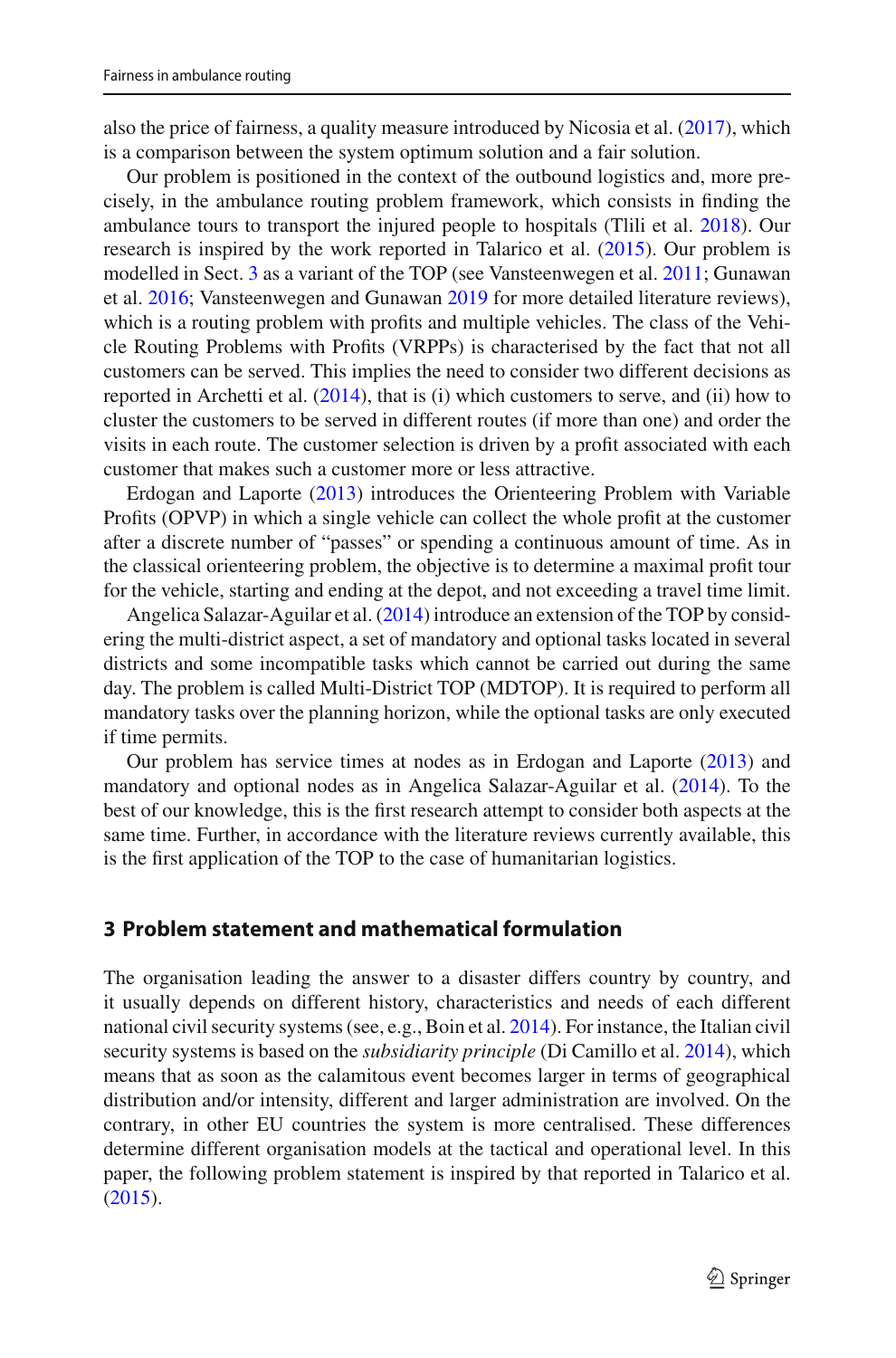also the price of fairness, a quality measure introduced by Nicosia et al. (2017), which is a comparison between the system optimum solution and a fair solution.

Our problem is positioned in the context of the outbound logistics and, more precisely, in the ambulance routing problem framework, which consists in finding the ambulance tours to transport the injured people to hospitals (Tlili et al. 2018). Our research is inspired by the work reported in Talarico et al. (2015). Our problem is modelled in Sect. 3 as a variant of the TOP (see Vansteenwegen et al. 2011; Gunawan et al. 2016; Vansteenwegen and Gunawan 2019 for more detailed literature reviews), which is a routing problem with profits and multiple vehicles. The class of the Vehicle Routing Problems with Profits (VRPPs) is characterised by the fact that not all customers can be served. This implies the need to consider two different decisions as reported in Archetti et al. (2014), that is (i) which customers to serve, and (ii) how to cluster the customers to be served in different routes (if more than one) and order the visits in each route. The customer selection is driven by a profit associated with each customer that makes such a customer more or less attractive.

Erdogan and Laporte (2013) introduces the Orienteering Problem with Variable Profits (OPVP) in which a single vehicle can collect the whole profit at the customer after a discrete number of "passes" or spending a continuous amount of time. As in the classical orienteering problem, the objective is to determine a maximal profit tour for the vehicle, starting and ending at the depot, and not exceeding a travel time limit.

Angelica Salazar-Aguilar et al. (2014) introduce an extension of the TOP by considering the multi-district aspect, a set of mandatory and optional tasks located in several districts and some incompatible tasks which cannot be carried out during the same day. The problem is called Multi-District TOP (MDTOP). It is required to perform all mandatory tasks over the planning horizon, while the optional tasks are only executed if time permits.

Our problem has service times at nodes as in Erdogan and Laporte (2013) and mandatory and optional nodes as in Angelica Salazar-Aguilar et al. (2014). To the best of our knowledge, this is the first research attempt to consider both aspects at the same time. Further, in accordance with the literature reviews currently available, this is the first application of the TOP to the case of humanitarian logistics.

## 3 Problem statement and mathematical formulation

The organisation leading the answer to a disaster differs country by country, and it usually depends on different history, characteristics and needs of each different national civil security systems (see, e.g., Boin et al. 2014). For instance, the Italian civil security systems is based on the *subsidiarity principle* (Di Camillo et al. 2014), which means that as soon as the calamitous event becomes larger in terms of geographical distribution and/or intensity, different and larger administration are involved. On the contrary, in other EU countries the system is more centralised. These differences determine different organisation models at the tactical and operational level. In this paper, the following problem statement is inspired by that reported in Talarico et al. (2015).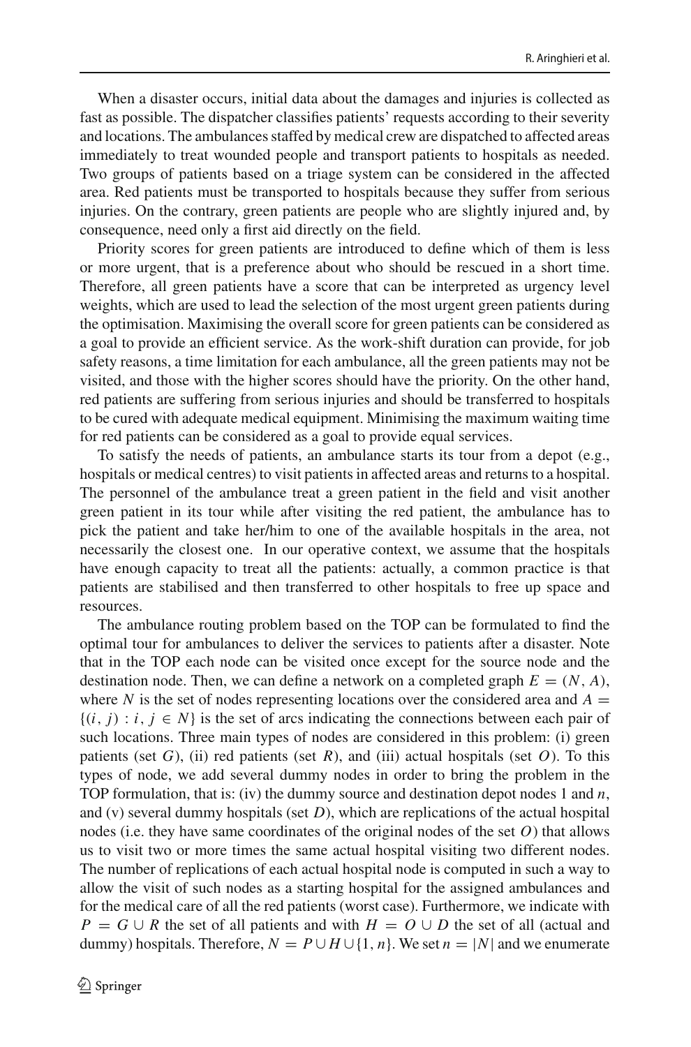When a disaster occurs, initial data about the damages and injuries is collected as fast as possible. The dispatcher classifies patients' requests according to their severity and locations. The ambulances staffed by medical crew are dispatched to affected areas immediately to treat wounded people and transport patients to hospitals as needed. Two groups of patients based on a triage system can be considered in the affected area. Red patients must be transported to hospitals because they suffer from serious injuries. On the contrary, green patients are people who are slightly injured and, by consequence, need only a first aid directly on the field.

Priority scores for green patients are introduced to define which of them is less or more urgent, that is a preference about who should be rescued in a short time. Therefore, all green patients have a score that can be interpreted as urgency level weights, which are used to lead the selection of the most urgent green patients during the optimisation. Maximising the overall score for green patients can be considered as a goal to provide an efficient service. As the work-shift duration can provide, for job safety reasons, a time limitation for each ambulance, all the green patients may not be visited, and those with the higher scores should have the priority. On the other hand, red patients are suffering from serious injuries and should be transferred to hospitals to be cured with adequate medical equipment. Minimising the maximum waiting time for red patients can be considered as a goal to provide equal services.

To satisfy the needs of patients, an ambulance starts its tour from a depot (e.g., hospitals or medical centres) to visit patients in affected areas and returns to a hospital. The personnel of the ambulance treat a green patient in the field and visit another green patient in its tour while after visiting the red patient, the ambulance has to pick the patient and take her/him to one of the available hospitals in the area, not necessarily the closest one. In our operative context, we assume that the hospitals have enough capacity to treat all the patients: actually, a common practice is that patients are stabilised and then transferred to other hospitals to free up space and resources.

The ambulance routing problem based on the TOP can be formulated to find the optimal tour for ambulances to deliver the services to patients after a disaster. Note that in the TOP each node can be visited once except for the source node and the destination node. Then, we can define a network on a completed graph $E = (N, A)$, where $N$ is the set of nodes representing locations over the considered area and $A = \{(i, j) : i, j \in N\}$ is the set of arcs indicating the connections between each pair of such locations. Three main types of nodes are considered in this problem: (i) green patients (set $G$), (ii) red patients (set $R$), and (iii) actual hospitals (set $O$). To this types of node, we add several dummy nodes in order to bring the problem in the TOP formulation, that is: (iv) the dummy source and destination depot nodes 1 and $n$, and (v) several dummy hospitals (set $D$), which are replications of the actual hospital nodes (i.e. they have same coordinates of the original nodes of the set $O$) that allows us to visit two or more times the same actual hospital visiting two different nodes. The number of replications of each actual hospital node is computed in such a way to allow the visit of such nodes as a starting hospital for the assigned ambulances and for the medical care of all the red patients (worst case). Furthermore, we indicate with $P = G \cup R$ the set of all patients and with $H = O \cup D$ the set of all (actual and dummy) hospitals. Therefore, $N = P \cup H \cup \{1, n\}$. We set $n = |N|$ and we enumerate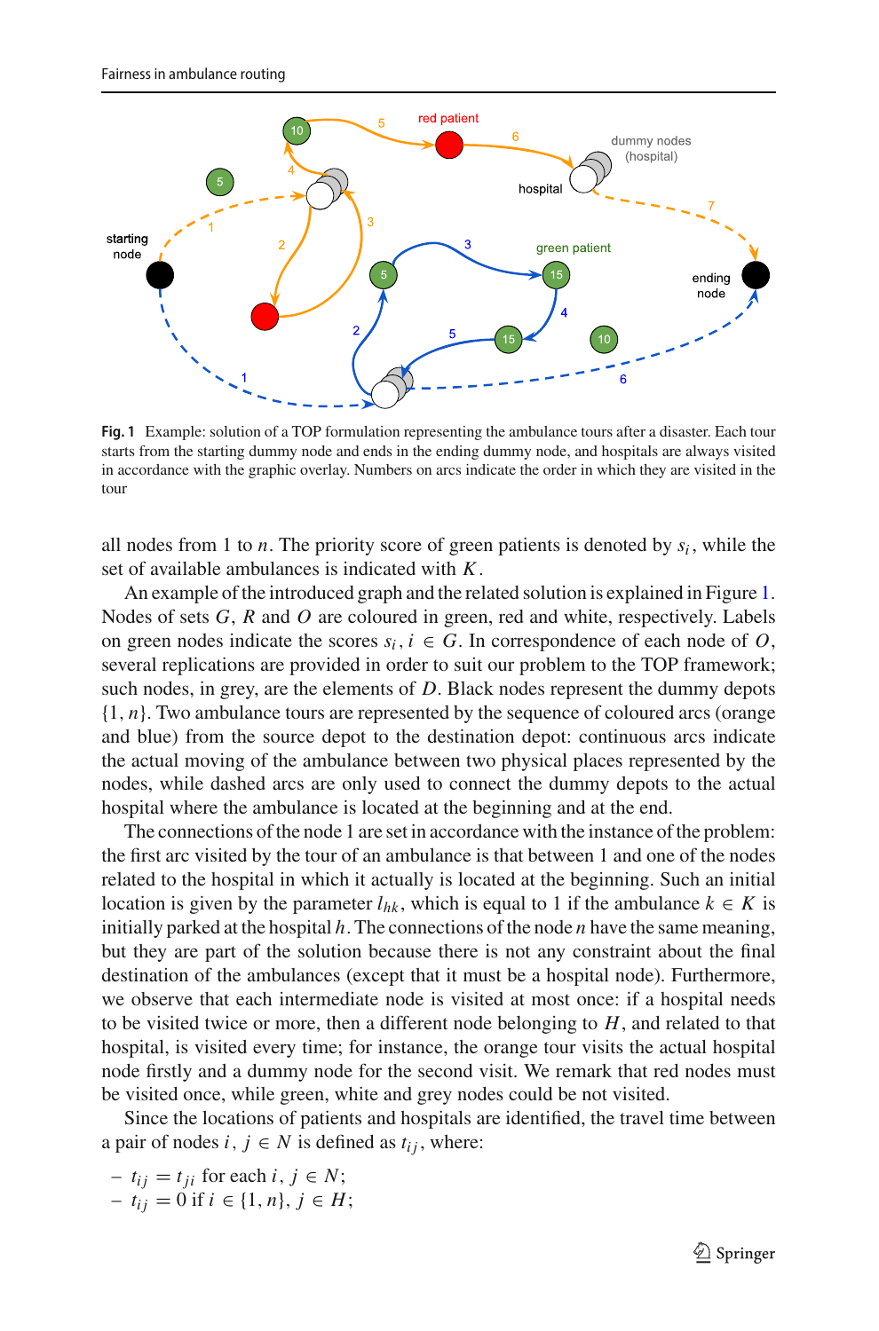**Fig. 1** Example: solution of a TOP formulation representing the ambulance tours after a disaster. Each tour starts from the starting dummy node and ends in the ending dummy node, and hospitals are always visited in accordance with the graphic overlay. Numbers on arcs indicate the order in which they are visited in the tour

all nodes from 1 to $n$. The priority score of green patients is denoted by $s_i$, while the set of available ambulances is indicated with $K$.

An example of the introduced graph and the related solution is explained in Figure 1. Nodes of sets $G$, $R$ and $O$ are coloured in green, red and white, respectively. Labels on green nodes indicate the scores $s_i, i \in G$. In correspondence of each node of $O$, several replications are provided in order to suit our problem to the TOP framework; such nodes, in grey, are the elements of $D$. Black nodes represent the dummy depots $\{1, n\}$. Two ambulance tours are represented by the sequence of coloured arcs (orange and blue) from the source depot to the destination depot: continuous arcs indicate the actual moving of the ambulance between two physical places represented by the nodes, while dashed arcs are only used to connect the dummy depots to the actual hospital where the ambulance is located at the beginning and at the end.

The connections of the node 1 are set in accordance with the instance of the problem: the first arc visited by the tour of an ambulance is that between 1 and one of the nodes related to the hospital in which it actually is located at the beginning. Such an initial location is given by the parameter $l_{hk}$, which is equal to 1 if the ambulance $k \in K$ is initially parked at the hospital $h$. The connections of the node $n$ have the same meaning, but they are part of the solution because there is not any constraint about the final destination of the ambulances (except that it must be a hospital node). Furthermore, we observe that each intermediate node is visited at most once: if a hospital needs to be visited twice or more, then a different node belonging to $H$, and related to that hospital, is visited every time; for instance, the orange tour visits the actual hospital node firstly and a dummy node for the second visit. We remark that red nodes must be visited once, while green, white and grey nodes could be not visited.

Since the locations of patients and hospitals are identified, the travel time between a pair of nodes $i, j \in N$ is defined as $t_{ij}$, where:

- $t_{ij} = t_{ji}$ for each $i, j \in N$;
- $t_{ij} = 0$ if $i \in \{1, n\}, j \in H$;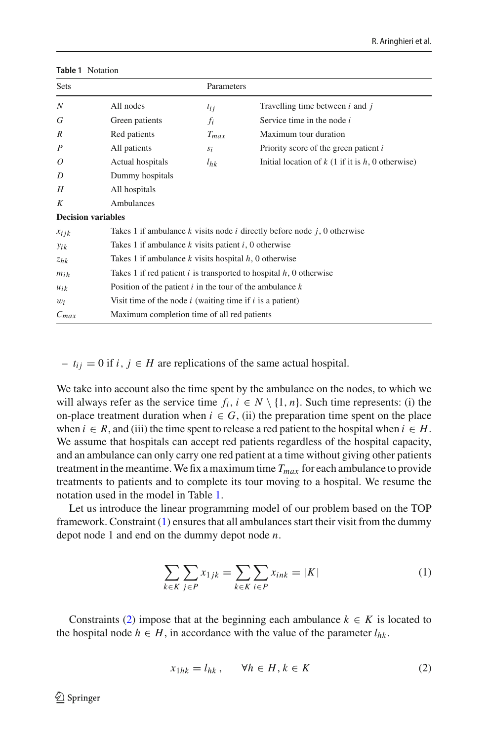Table 1 Notation

| Sets | | Parameters | |
|---|---|---|---|
| $N$ | All nodes | $t_{ij}$ | Travelling time between $i$ and $j$ |
| $G$ | Green patients | $f_i$ | Service time in the node $i$ |
| $R$ | Red patients | $T_{max}$ | Maximum tour duration |
| $P$ | All patients | $s_i$ | Priority score of the green patient $i$ |
| $O$ | Actual hospitals | $l_{hk}$ | Initial location of $k$ (1 if it is $h$, 0 otherwise) |
| $D$ | Dummy hospitals | | |
| $H$ | All hospitals | | |
| $K$ | Ambulances | | |
| **Decision variables** | | | |
| $x_{ijk}$ | Takes 1 if ambulance $k$ visits node $i$ directly before node $j$, 0 otherwise | | |
| $y_{ik}$ | Takes 1 if ambulance $k$ visits patient $i$, 0 otherwise | | |
| $z_{hk}$ | Takes 1 if ambulance $k$ visits hospital $h$, 0 otherwise | | |
| $m_{ih}$ | Takes 1 if red patient $i$ is transported to hospital $h$, 0 otherwise | | |
| $u_{ik}$ | Position of the patient $i$ in the tour of the ambulance $k$ | | |
| $w_i$ | Visit time of the node $i$ (waiting time if $i$ is a patient) | | |
| $C_{max}$ | Maximum completion time of all red patients | | |

– $t_{ij} = 0$ if $i, j \in H$ are replications of the same actual hospital.

We take into account also the time spent by the ambulance on the nodes, to which we will always refer as the service time $f_i, i \in N \setminus \{1, n\}$. Such time represents: (i) the on-place treatment duration when $i \in G$, (ii) the preparation time spent on the place when $i \in R$, and (iii) the time spent to release a red patient to the hospital when $i \in H$. We assume that hospitals can accept red patients regardless of the hospital capacity, and an ambulance can only carry one red patient at a time without giving other patients treatment in the meantime. We fix a maximum time $T_{max}$ for each ambulance to provide treatments to patients and to complete its tour moving to a hospital. We resume the notation used in the model in Table 1.

Let us introduce the linear programming model of our problem based on the TOP framework. Constraint (1) ensures that all ambulances start their visit from the dummy depot node 1 and end on the dummy depot node $n$.

$$\sum_{k \in K} \sum_{j \in P} x_{1jk} = \sum_{k \in K} \sum_{i \in P} x_{ink} = |K| \tag{1}$$

Constraints (2) impose that at the beginning each ambulance $k \in K$ is located to the hospital node $h \in H$, in accordance with the value of the parameter $l_{hk}$.

$$x_{1hk} = l_{hk}\,, \qquad \forall h \in H, k \in K \tag{2}$$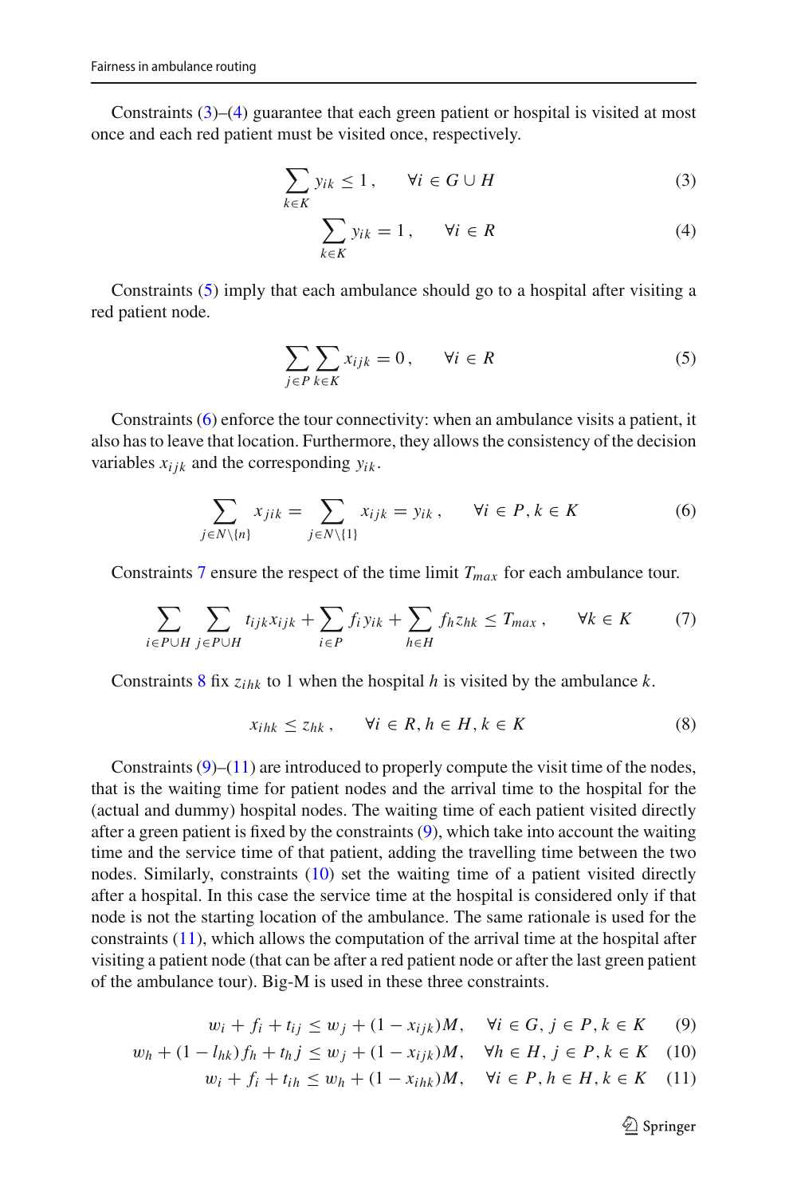Constraints (3)–(4) guarantee that each green patient or hospital is visited at most once and each red patient must be visited once, respectively.

$$\sum_{k \in K} y_{ik} \leq 1\,, \qquad \forall i \in G \cup H \tag{3}$$

$$\sum_{k \in K} y_{ik} = 1\,, \qquad \forall i \in R \tag{4}$$

Constraints (5) imply that each ambulance should go to a hospital after visiting a red patient node.

$$\sum_{j \in P} \sum_{k \in K} x_{ijk} = 0\,, \qquad \forall i \in R \tag{5}$$

Constraints (6) enforce the tour connectivity: when an ambulance visits a patient, it also has to leave that location. Furthermore, they allows the consistency of the decision variables $x_{ijk}$ and the corresponding $y_{ik}$.

$$\sum_{j \in N \setminus \{n\}} x_{jik} = \sum_{j \in N \setminus \{1\}} x_{ijk} = y_{ik}\,, \qquad \forall i \in P, k \in K \tag{6}$$

Constraints 7 ensure the respect of the time limit $T_{max}$ for each ambulance tour.

$$\sum_{i \in P \cup H} \sum_{j \in P \cup H} t_{ijk} x_{ijk} + \sum_{i \in P} f_i y_{ik} + \sum_{h \in H} f_h z_{hk} \leq T_{max}\,, \qquad \forall k \in K \tag{7}$$

Constraints 8 fix $z_{ihk}$ to 1 when the hospital $h$ is visited by the ambulance $k$.

$$x_{ihk} \leq z_{hk}\,, \qquad \forall i \in R, h \in H, k \in K \tag{8}$$

Constraints (9)–(11) are introduced to properly compute the visit time of the nodes, that is the waiting time for patient nodes and the arrival time to the hospital for the (actual and dummy) hospital nodes. The waiting time of each patient visited directly after a green patient is fixed by the constraints (9), which take into account the waiting time and the service time of that patient, adding the travelling time between the two nodes. Similarly, constraints (10) set the waiting time of a patient visited directly after a hospital. In this case the service time at the hospital is considered only if that node is not the starting location of the ambulance. The same rationale is used for the constraints (11), which allows the computation of the arrival time at the hospital after visiting a patient node (that can be after a red patient node or after the last green patient of the ambulance tour). Big-M is used in these three constraints.

$$w_i + f_i + t_{ij} \leq w_j + (1 - x_{ijk})M, \quad \forall i \in G, j \in P, k \in K \tag{9}$$

$$w_h + (1 - l_{hk}) f_h + t_h j \leq w_j + (1 - x_{ijk})M, \quad \forall h \in H, j \in P, k \in K \tag{10}$$

$$w_i + f_i + t_{ih} \leq w_h + (1 - x_{ihk})M, \quad \forall i \in P, h \in H, k \in K \tag{11}$$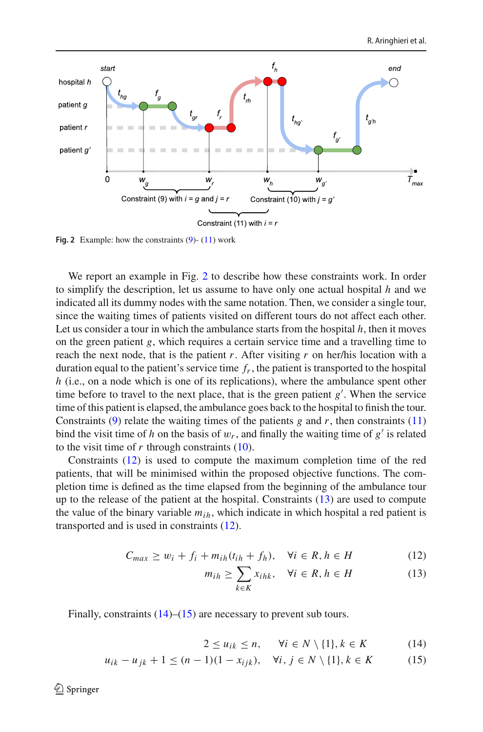**Fig. 2** Example: how the constraints (9)- (11) work

We report an example in Fig. 2 to describe how these constraints work. In order to simplify the description, let us assume to have only one actual hospital $h$ and we indicated all its dummy nodes with the same notation. Then, we consider a single tour, since the waiting times of patients visited on different tours do not affect each other. Let us consider a tour in which the ambulance starts from the hospital $h$, then it moves on the green patient $g$, which requires a certain service time and a travelling time to reach the next node, that is the patient $r$. After visiting $r$ on her/his location with a duration equal to the patient's service time $f_r$, the patient is transported to the hospital $h$ (i.e., on a node which is one of its replications), where the ambulance spent other time before to travel to the next place, that is the green patient $g'$. When the service time of this patient is elapsed, the ambulance goes back to the hospital to finish the tour. Constraints (9) relate the waiting times of the patients $g$ and $r$, then constraints (11) bind the visit time of $h$ on the basis of $w_r$, and finally the waiting time of $g'$ is related to the visit time of $r$ through constraints (10).

Constraints (12) is used to compute the maximum completion time of the red patients, that will be minimised within the proposed objective functions. The completion time is defined as the time elapsed from the beginning of the ambulance tour up to the release of the patient at the hospital. Constraints (13) are used to compute the value of the binary variable $m_{ih}$, which indicate in which hospital a red patient is transported and is used in constraints (12).

$$C_{max} \geq w_i + f_i + m_{ih}(t_{ih} + f_h), \quad \forall i \in R, h \in H \tag{12}$$

$$m_{ih} \geq \sum_{k \in K} x_{ihk}, \quad \forall i \in R, h \in H \tag{13}$$

Finally, constraints (14)–(15) are necessary to prevent sub tours.

$$2 \leq u_{ik} \leq n, \quad \forall i \in N \setminus \{1\}, k \in K \tag{14}$$

$$u_{ik} - u_{jk} + 1 \leq (n-1)(1 - x_{ijk}), \quad \forall i, j \in N \setminus \{1\}, k \in K \tag{15}$$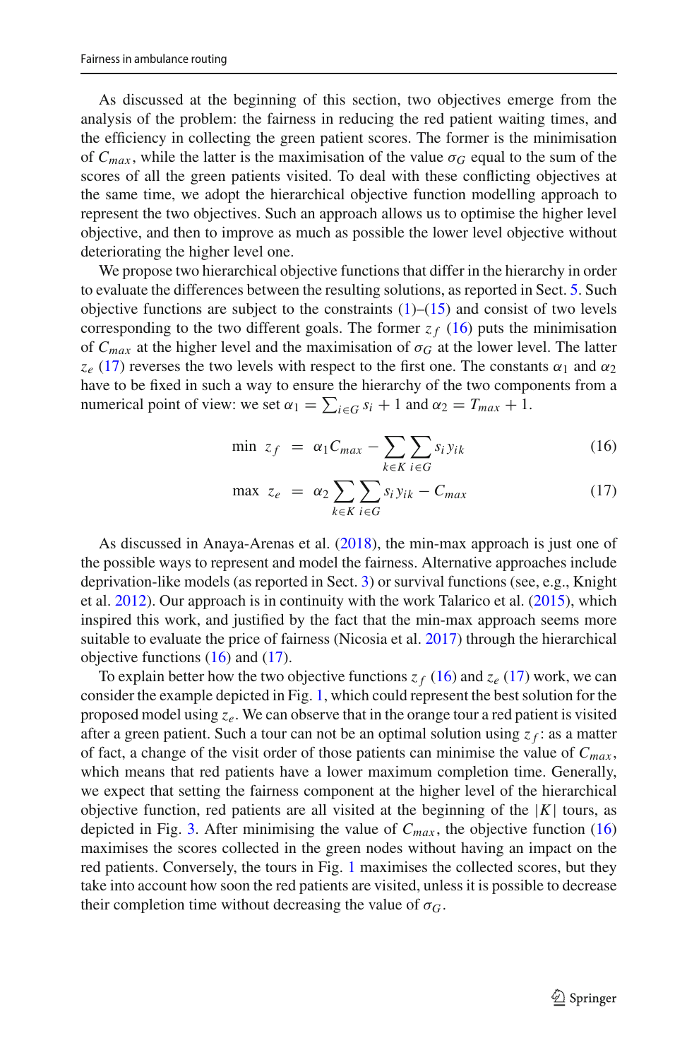As discussed at the beginning of this section, two objectives emerge from the analysis of the problem: the fairness in reducing the red patient waiting times, and the efficiency in collecting the green patient scores. The former is the minimisation of $C_{max}$, while the latter is the maximisation of the value $\sigma_G$ equal to the sum of the scores of all the green patients visited. To deal with these conflicting objectives at the same time, we adopt the hierarchical objective function modelling approach to represent the two objectives. Such an approach allows us to optimise the higher level objective, and then to improve as much as possible the lower level objective without deteriorating the higher level one.

We propose two hierarchical objective functions that differ in the hierarchy in order to evaluate the differences between the resulting solutions, as reported in Sect. 5. Such objective functions are subject to the constraints (1)–(15) and consist of two levels corresponding to the two different goals. The former $z_f$ (16) puts the minimisation of $C_{max}$ at the higher level and the maximisation of $\sigma_G$ at the lower level. The latter $z_e$ (17) reverses the two levels with respect to the first one. The constants $\alpha_1$ and $\alpha_2$ have to be fixed in such a way to ensure the hierarchy of the two components from a numerical point of view: we set $\alpha_1 = \sum_{i \in G} s_i + 1$ and $\alpha_2 = T_{max} + 1$.

$$\min \; z_f \; = \; \alpha_1 C_{max} - \sum_{k \in K} \sum_{i \in G} s_i y_{ik} \tag{16}$$

$$\max \; z_e \; = \; \alpha_2 \sum_{k \in K} \sum_{i \in G} s_i y_{ik} - C_{max} \tag{17}$$

As discussed in Anaya-Arenas et al. (2018), the min-max approach is just one of the possible ways to represent and model the fairness. Alternative approaches include deprivation-like models (as reported in Sect. 3) or survival functions (see, e.g., Knight et al. 2012). Our approach is in continuity with the work Talarico et al. (2015), which inspired this work, and justified by the fact that the min-max approach seems more suitable to evaluate the price of fairness (Nicosia et al. 2017) through the hierarchical objective functions (16) and (17).

To explain better how the two objective functions $z_f$ (16) and $z_e$ (17) work, we can consider the example depicted in Fig. 1, which could represent the best solution for the proposed model using $z_e$. We can observe that in the orange tour a red patient is visited after a green patient. Such a tour can not be an optimal solution using $z_f$: as a matter of fact, a change of the visit order of those patients can minimise the value of $C_{max}$, which means that red patients have a lower maximum completion time. Generally, we expect that setting the fairness component at the higher level of the hierarchical objective function, red patients are all visited at the beginning of the $|K|$ tours, as depicted in Fig. 3. After minimising the value of $C_{max}$, the objective function (16) maximises the scores collected in the green nodes without having an impact on the red patients. Conversely, the tours in Fig. 1 maximises the collected scores, but they take into account how soon the red patients are visited, unless it is possible to decrease their completion time without decreasing the value of $\sigma_G$.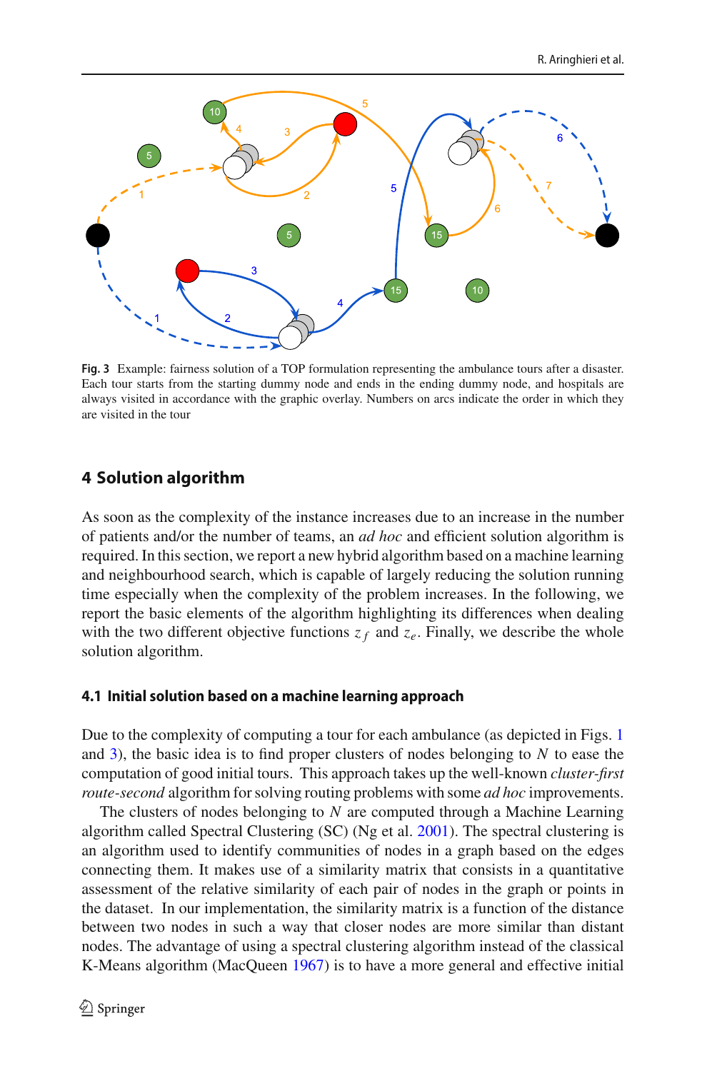**Fig. 3** Example: fairness solution of a TOP formulation representing the ambulance tours after a disaster. Each tour starts from the starting dummy node and ends in the ending dummy node, and hospitals are always visited in accordance with the graphic overlay. Numbers on arcs indicate the order in which they are visited in the tour

## 4 Solution algorithm

As soon as the complexity of the instance increases due to an increase in the number of patients and/or the number of teams, an *ad hoc* and efficient solution algorithm is required. In this section, we report a new hybrid algorithm based on a machine learning and neighbourhood search, which is capable of largely reducing the solution running time especially when the complexity of the problem increases. In the following, we report the basic elements of the algorithm highlighting its differences when dealing with the two different objective functions $z_f$ and $z_e$. Finally, we describe the whole solution algorithm.

### 4.1 Initial solution based on a machine learning approach

Due to the complexity of computing a tour for each ambulance (as depicted in Figs. 1 and 3), the basic idea is to find proper clusters of nodes belonging to $N$ to ease the computation of good initial tours. This approach takes up the well-known *cluster-first route-second* algorithm for solving routing problems with some *ad hoc* improvements.

The clusters of nodes belonging to $N$ are computed through a Machine Learning algorithm called Spectral Clustering (SC) (Ng et al. 2001). The spectral clustering is an algorithm used to identify communities of nodes in a graph based on the edges connecting them. It makes use of a similarity matrix that consists in a quantitative assessment of the relative similarity of each pair of nodes in the graph or points in the dataset. In our implementation, the similarity matrix is a function of the distance between two nodes in such a way that closer nodes are more similar than distant nodes. The advantage of using a spectral clustering algorithm instead of the classical K-Means algorithm (MacQueen 1967) is to have a more general and effective initial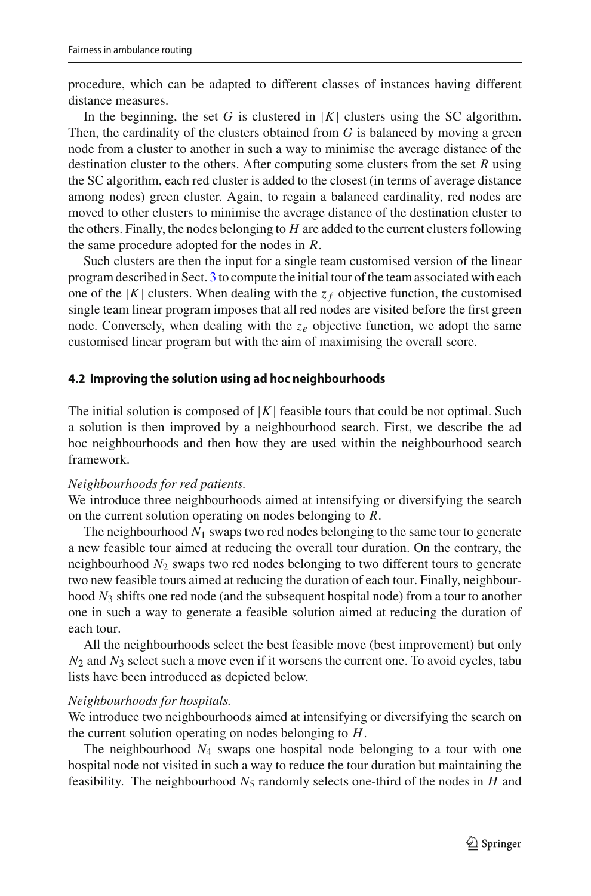procedure, which can be adapted to different classes of instances having different distance measures.

In the beginning, the set $G$ is clustered in $|K|$ clusters using the SC algorithm. Then, the cardinality of the clusters obtained from $G$ is balanced by moving a green node from a cluster to another in such a way to minimise the average distance of the destination cluster to the others. After computing some clusters from the set $R$ using the SC algorithm, each red cluster is added to the closest (in terms of average distance among nodes) green cluster. Again, to regain a balanced cardinality, red nodes are moved to other clusters to minimise the average distance of the destination cluster to the others. Finally, the nodes belonging to $H$ are added to the current clusters following the same procedure adopted for the nodes in $R$.

Such clusters are then the input for a single team customised version of the linear program described in Sect. 3 to compute the initial tour of the team associated with each one of the $|K|$ clusters. When dealing with the $z_f$ objective function, the customised single team linear program imposes that all red nodes are visited before the first green node. Conversely, when dealing with the $z_e$ objective function, we adopt the same customised linear program but with the aim of maximising the overall score.

### 4.2 Improving the solution using ad hoc neighbourhoods

The initial solution is composed of $|K|$ feasible tours that could be not optimal. Such a solution is then improved by a neighbourhood search. First, we describe the ad hoc neighbourhoods and then how they are used within the neighbourhood search framework.

*Neighbourhoods for red patients.*
We introduce three neighbourhoods aimed at intensifying or diversifying the search on the current solution operating on nodes belonging to $R$.

The neighbourhood $N_1$ swaps two red nodes belonging to the same tour to generate a new feasible tour aimed at reducing the overall tour duration. On the contrary, the neighbourhood $N_2$ swaps two red nodes belonging to two different tours to generate two new feasible tours aimed at reducing the duration of each tour. Finally, neighbourhood $N_3$ shifts one red node (and the subsequent hospital node) from a tour to another one in such a way to generate a feasible solution aimed at reducing the duration of each tour.

All the neighbourhoods select the best feasible move (best improvement) but only $N_2$ and $N_3$ select such a move even if it worsens the current one. To avoid cycles, tabu lists have been introduced as depicted below.

*Neighbourhoods for hospitals.*
We introduce two neighbourhoods aimed at intensifying or diversifying the search on the current solution operating on nodes belonging to $H$.

The neighbourhood $N_4$ swaps one hospital node belonging to a tour with one hospital node not visited in such a way to reduce the tour duration but maintaining the feasibility. The neighbourhood $N_5$ randomly selects one-third of the nodes in $H$ and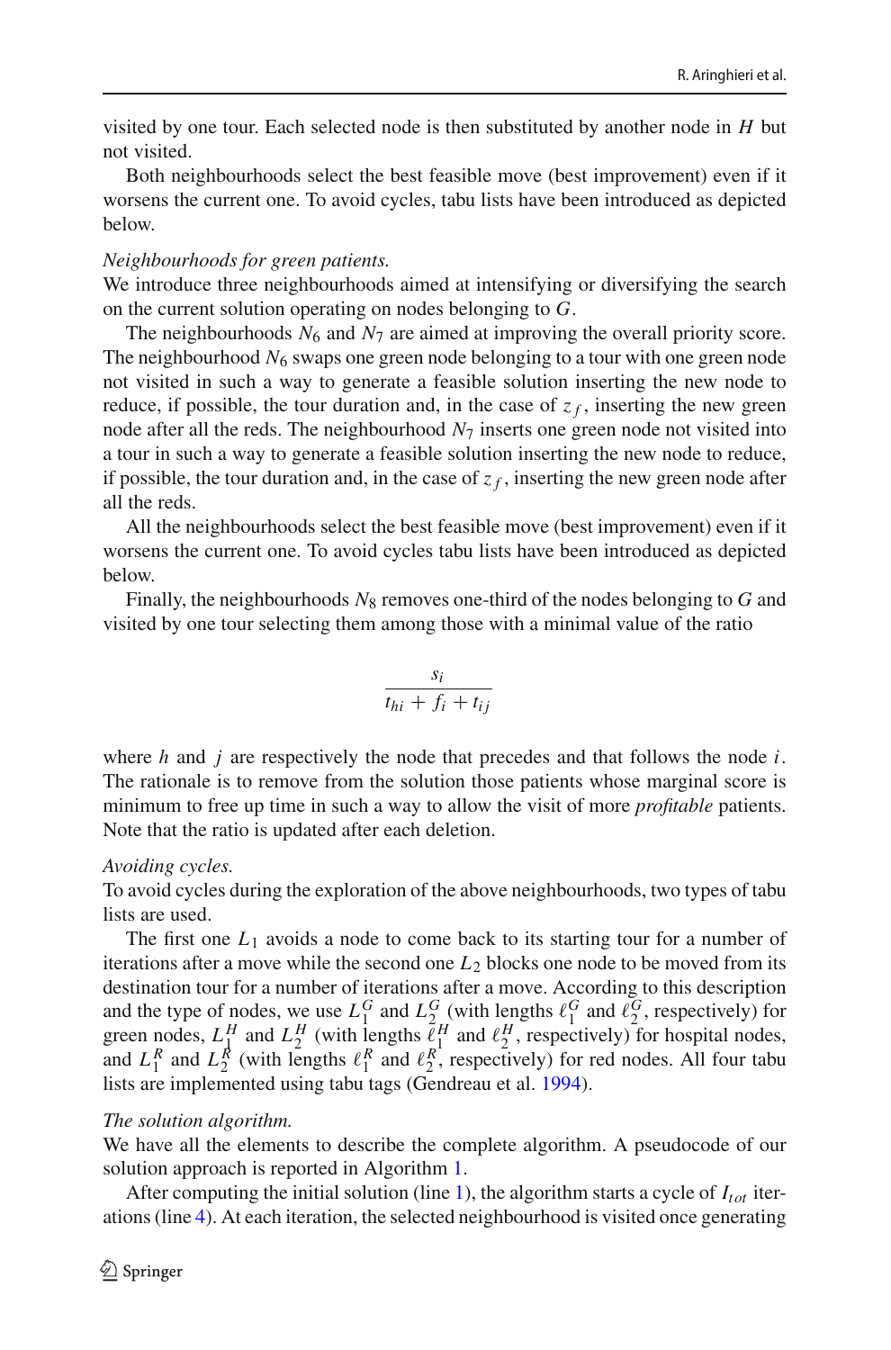visited by one tour. Each selected node is then substituted by another node in $H$ but not visited.

Both neighbourhoods select the best feasible move (best improvement) even if it worsens the current one. To avoid cycles, tabu lists have been introduced as depicted below.

*Neighbourhoods for green patients.*
We introduce three neighbourhoods aimed at intensifying or diversifying the search on the current solution operating on nodes belonging to $G$.

The neighbourhoods $N_6$ and $N_7$ are aimed at improving the overall priority score. The neighbourhood $N_6$ swaps one green node belonging to a tour with one green node not visited in such a way to generate a feasible solution inserting the new node to reduce, if possible, the tour duration and, in the case of $z_f$, inserting the new green node after all the reds. The neighbourhood $N_7$ inserts one green node not visited into a tour in such a way to generate a feasible solution inserting the new node to reduce, if possible, the tour duration and, in the case of $z_f$, inserting the new green node after all the reds.

All the neighbourhoods select the best feasible move (best improvement) even if it worsens the current one. To avoid cycles tabu lists have been introduced as depicted below.

Finally, the neighbourhoods $N_8$ removes one-third of the nodes belonging to $G$ and visited by one tour selecting them among those with a minimal value of the ratio

$$\frac{s_i}{t_{hi} + f_i + t_{ij}}$$

where $h$ and $j$ are respectively the node that precedes and that follows the node $i$. The rationale is to remove from the solution those patients whose marginal score is minimum to free up time in such a way to allow the visit of more *profitable* patients. Note that the ratio is updated after each deletion.

*Avoiding cycles.*
To avoid cycles during the exploration of the above neighbourhoods, two types of tabu lists are used.

The first one $L_1$ avoids a node to come back to its starting tour for a number of iterations after a move while the second one $L_2$ blocks one node to be moved from its destination tour for a number of iterations after a move. According to this description and the type of nodes, we use $L_1^G$ and $L_2^G$ (with lengths $\ell_1^G$ and $\ell_2^G$, respectively) for green nodes, $L_1^H$ and $L_2^H$ (with lengths $\ell_1^H$ and $\ell_2^H$, respectively) for hospital nodes, and $L_1^R$ and $L_2^R$ (with lengths $\ell_1^R$ and $\ell_2^R$, respectively) for red nodes. All four tabu lists are implemented using tabu tags (Gendreau et al. 1994).

*The solution algorithm.*
We have all the elements to describe the complete algorithm. A pseudocode of our solution approach is reported in Algorithm 1.

After computing the initial solution (line 1), the algorithm starts a cycle of $I_{tot}$ iterations (line 4). At each iteration, the selected neighbourhood is visited once generating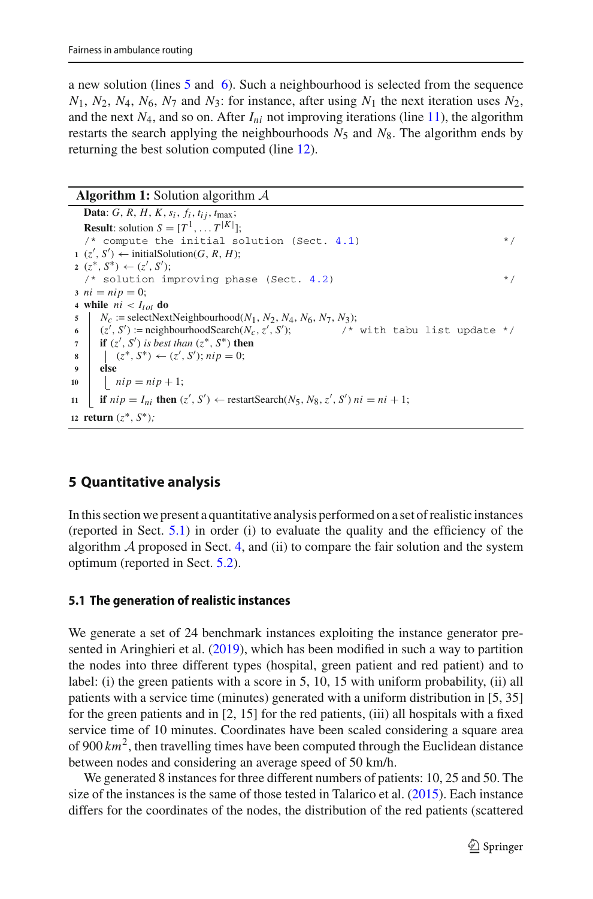a new solution (lines 5 and 6). Such a neighbourhood is selected from the sequence $N_1$, $N_2$, $N_4$, $N_6$, $N_7$ and $N_3$: for instance, after using $N_1$ the next iteration uses $N_2$, and the next $N_4$, and so on. After $I_{ni}$ not improving iterations (line 11), the algorithm restarts the search applying the neighbourhoods $N_5$ and $N_8$. The algorithm ends by returning the best solution computed (line 12).

**Algorithm 1:** Solution algorithm $\mathcal{A}$

```
   Data: G, R, H, K, s_i, f_i, t_ij, t_max;
   Result: solution S = [T^1, ... T^|K|];
   /* compute the initial solution (Sect. 4.1)                        */
1  (z', S') ← initialSolution(G, R, H);
2  (z*, S*) ← (z', S');
   /* solution improving phase (Sect. 4.2)                            */
3  ni = nip = 0;
4  while ni < I_tot do
5  |  N_c := selectNextNeighbourhood(N_1, N_2, N_4, N_6, N_7, N_3);
6  |  (z', S') := neighbourhoodSearch(N_c, z', S');      /* with tabu list update */
7  |  if (z', S') is best than (z*, S*) then
8  |  |  (z*, S*) ← (z', S'); nip = 0;
9  |  else
10 |  |_ nip = nip + 1;
11 |_ if nip = I_ni then (z', S') ← restartSearch(N_5, N_8, z', S') ni = ni + 1;
12 return (z*, S*);
```

## 5 Quantitative analysis

In this section we present a quantitative analysis performed on a set of realistic instances (reported in Sect. 5.1) in order (i) to evaluate the quality and the efficiency of the algorithm $\mathcal{A}$ proposed in Sect. 4, and (ii) to compare the fair solution and the system optimum (reported in Sect. 5.2).

### 5.1 The generation of realistic instances

We generate a set of 24 benchmark instances exploiting the instance generator presented in Aringhieri et al. (2019), which has been modified in such a way to partition the nodes into three different types (hospital, green patient and red patient) and to label: (i) the green patients with a score in 5, 10, 15 with uniform probability, (ii) all patients with a service time (minutes) generated with a uniform distribution in [5, 35] for the green patients and in [2, 15] for the red patients, (iii) all hospitals with a fixed service time of 10 minutes. Coordinates have been scaled considering a square area of 900 $km^2$, then travelling times have been computed through the Euclidean distance between nodes and considering an average speed of 50 km/h.

We generated 8 instances for three different numbers of patients: 10, 25 and 50. The size of the instances is the same of those tested in Talarico et al. (2015). Each instance differs for the coordinates of the nodes, the distribution of the red patients (scattered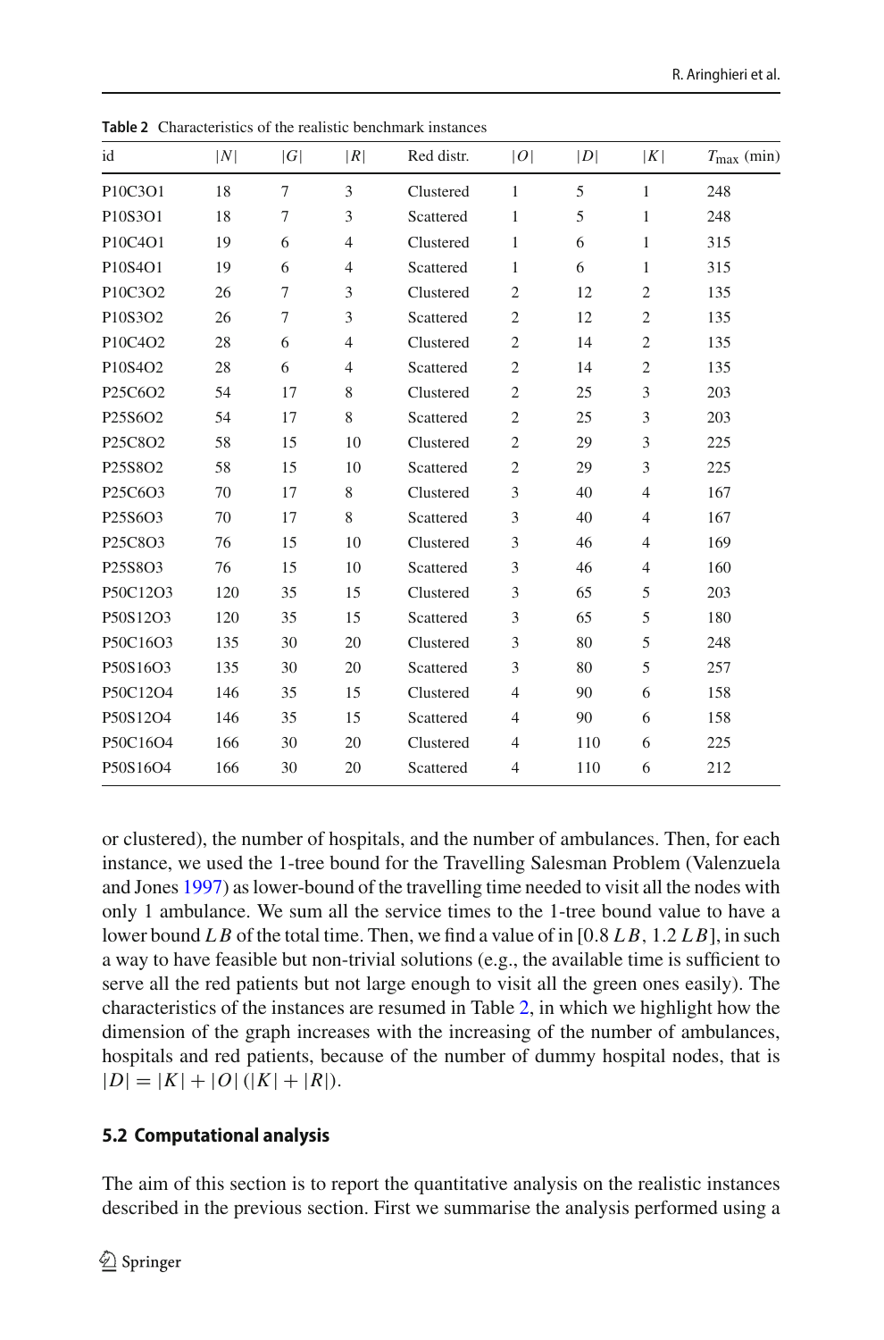**Table 2** Characteristics of the realistic benchmark instances

| id | $\|N\|$ | $\|G\|$ | $\|R\|$ | Red distr. | $\|O\|$ | $\|D\|$ | $\|K\|$ | $T_{max}$ (min) |
|---|---|---|---|---|---|---|---|---|
| P10C3O1 | 18 | 7 | 3 | Clustered | 1 | 5 | 1 | 248 |
| P10S3O1 | 18 | 7 | 3 | Scattered | 1 | 5 | 1 | 248 |
| P10C4O1 | 19 | 6 | 4 | Clustered | 1 | 6 | 1 | 315 |
| P10S4O1 | 19 | 6 | 4 | Scattered | 1 | 6 | 1 | 315 |
| P10C3O2 | 26 | 7 | 3 | Clustered | 2 | 12 | 2 | 135 |
| P10S3O2 | 26 | 7 | 3 | Scattered | 2 | 12 | 2 | 135 |
| P10C4O2 | 28 | 6 | 4 | Clustered | 2 | 14 | 2 | 135 |
| P10S4O2 | 28 | 6 | 4 | Scattered | 2 | 14 | 2 | 135 |
| P25C6O2 | 54 | 17 | 8 | Clustered | 2 | 25 | 3 | 203 |
| P25S6O2 | 54 | 17 | 8 | Scattered | 2 | 25 | 3 | 203 |
| P25C8O2 | 58 | 15 | 10 | Clustered | 2 | 29 | 3 | 225 |
| P25S8O2 | 58 | 15 | 10 | Scattered | 2 | 29 | 3 | 225 |
| P25C6O3 | 70 | 17 | 8 | Clustered | 3 | 40 | 4 | 167 |
| P25S6O3 | 70 | 17 | 8 | Scattered | 3 | 40 | 4 | 167 |
| P25C8O3 | 76 | 15 | 10 | Clustered | 3 | 46 | 4 | 169 |
| P25S8O3 | 76 | 15 | 10 | Scattered | 3 | 46 | 4 | 160 |
| P50C12O3 | 120 | 35 | 15 | Clustered | 3 | 65 | 5 | 203 |
| P50S12O3 | 120 | 35 | 15 | Scattered | 3 | 65 | 5 | 180 |
| P50C16O3 | 135 | 30 | 20 | Clustered | 3 | 80 | 5 | 248 |
| P50S16O3 | 135 | 30 | 20 | Scattered | 3 | 80 | 5 | 257 |
| P50C12O4 | 146 | 35 | 15 | Clustered | 4 | 90 | 6 | 158 |
| P50S12O4 | 146 | 35 | 15 | Scattered | 4 | 90 | 6 | 158 |
| P50C16O4 | 166 | 30 | 20 | Clustered | 4 | 110 | 6 | 225 |
| P50S16O4 | 166 | 30 | 20 | Scattered | 4 | 110 | 6 | 212 |

or clustered), the number of hospitals, and the number of ambulances. Then, for each instance, we used the 1-tree bound for the Travelling Salesman Problem (Valenzuela and Jones 1997) as lower-bound of the travelling time needed to visit all the nodes with only 1 ambulance. We sum all the service times to the 1-tree bound value to have a lower bound $LB$ of the total time. Then, we find a value of in $[0.8\,LB, 1.2\,LB]$, in such a way to have feasible but non-trivial solutions (e.g., the available time is sufficient to serve all the red patients but not large enough to visit all the green ones easily). The characteristics of the instances are resumed in Table 2, in which we highlight how the dimension of the graph increases with the increasing of the number of ambulances, hospitals and red patients, because of the number of dummy hospital nodes, that is $|D| = |K| + |O|\,(|K| + |R|)$.

### 5.2 Computational analysis

The aim of this section is to report the quantitative analysis on the realistic instances described in the previous section. First we summarise the analysis performed using a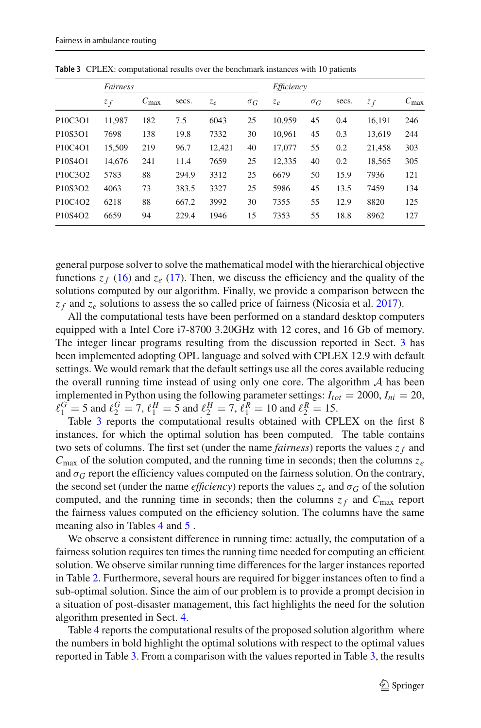**Table 3** CPLEX: computational results over the benchmark instances with 10 patients

| | *Fairness* | | | | | *Efficiency* | | | | |
|---|---|---|---|---|---|---|---|---|---|---|
| | $z_f$ | $C_{\max}$ | secs. | $z_e$ | $\sigma_G$ | $z_e$ | $\sigma_G$ | secs. | $z_f$ | $C_{\max}$ |
| P10C3O1 | 11,987 | 182 | 7.5 | 6043 | 25 | 10,959 | 45 | 0.4 | 16,191 | 246 |
| P10S3O1 | 7698 | 138 | 19.8 | 7332 | 30 | 10,961 | 45 | 0.3 | 13,619 | 244 |
| P10C4O1 | 15,509 | 219 | 96.7 | 12,421 | 40 | 17,077 | 55 | 0.2 | 21,458 | 303 |
| P10S4O1 | 14,676 | 241 | 11.4 | 7659 | 25 | 12,335 | 40 | 0.2 | 18,565 | 305 |
| P10C3O2 | 5783 | 88 | 294.9 | 3312 | 25 | 6679 | 50 | 15.9 | 7936 | 121 |
| P10S3O2 | 4063 | 73 | 383.5 | 3327 | 25 | 5986 | 45 | 13.5 | 7459 | 134 |
| P10C4O2 | 6218 | 88 | 667.2 | 3992 | 30 | 7355 | 55 | 12.9 | 8820 | 125 |
| P10S4O2 | 6659 | 94 | 229.4 | 1946 | 15 | 7353 | 55 | 18.8 | 8962 | 127 |

general purpose solver to solve the mathematical model with the hierarchical objective functions $z_f$ (16) and $z_e$ (17). Then, we discuss the efficiency and the quality of the solutions computed by our algorithm. Finally, we provide a comparison between the $z_f$ and $z_e$ solutions to assess the so called price of fairness (Nicosia et al. 2017).

All the computational tests have been performed on a standard desktop computers equipped with a Intel Core i7-8700 3.20GHz with 12 cores, and 16 Gb of memory. The integer linear programs resulting from the discussion reported in Sect. 3 has been implemented adopting OPL language and solved with CPLEX 12.9 with default settings. We would remark that the default settings use all the cores available reducing the overall running time instead of using only one core. The algorithm $\mathcal{A}$ has been implemented in Python using the following parameter settings: $I_{tot} = 2000$, $I_{ni} = 20$, $\ell_1^G = 5$ and $\ell_2^G = 7$, $\ell_1^H = 5$ and $\ell_2^H = 7$, $\ell_1^R = 10$ and $\ell_2^R = 15$.

Table 3 reports the computational results obtained with CPLEX on the first 8 instances, for which the optimal solution has been computed. The table contains two sets of columns. The first set (under the name *fairness*) reports the values $z_f$ and $C_{\max}$ of the solution computed, and the running time in seconds; then the columns $z_e$ and $\sigma_G$ report the efficiency values computed on the fairness solution. On the contrary, the second set (under the name *efficiency*) reports the values $z_e$ and $\sigma_G$ of the solution computed, and the running time in seconds; then the columns $z_f$ and $C_{\max}$ report the fairness values computed on the efficiency solution. The columns have the same meaning also in Tables 4 and 5 .

We observe a consistent difference in running time: actually, the computation of a fairness solution requires ten times the running time needed for computing an efficient solution. We observe similar running time differences for the larger instances reported in Table 2. Furthermore, several hours are required for bigger instances often to find a sub-optimal solution. Since the aim of our problem is to provide a prompt decision in a situation of post-disaster management, this fact highlights the need for the solution algorithm presented in Sect. 4.

Table 4 reports the computational results of the proposed solution algorithm where the numbers in bold highlight the optimal solutions with respect to the optimal values reported in Table 3. From a comparison with the values reported in Table 3, the results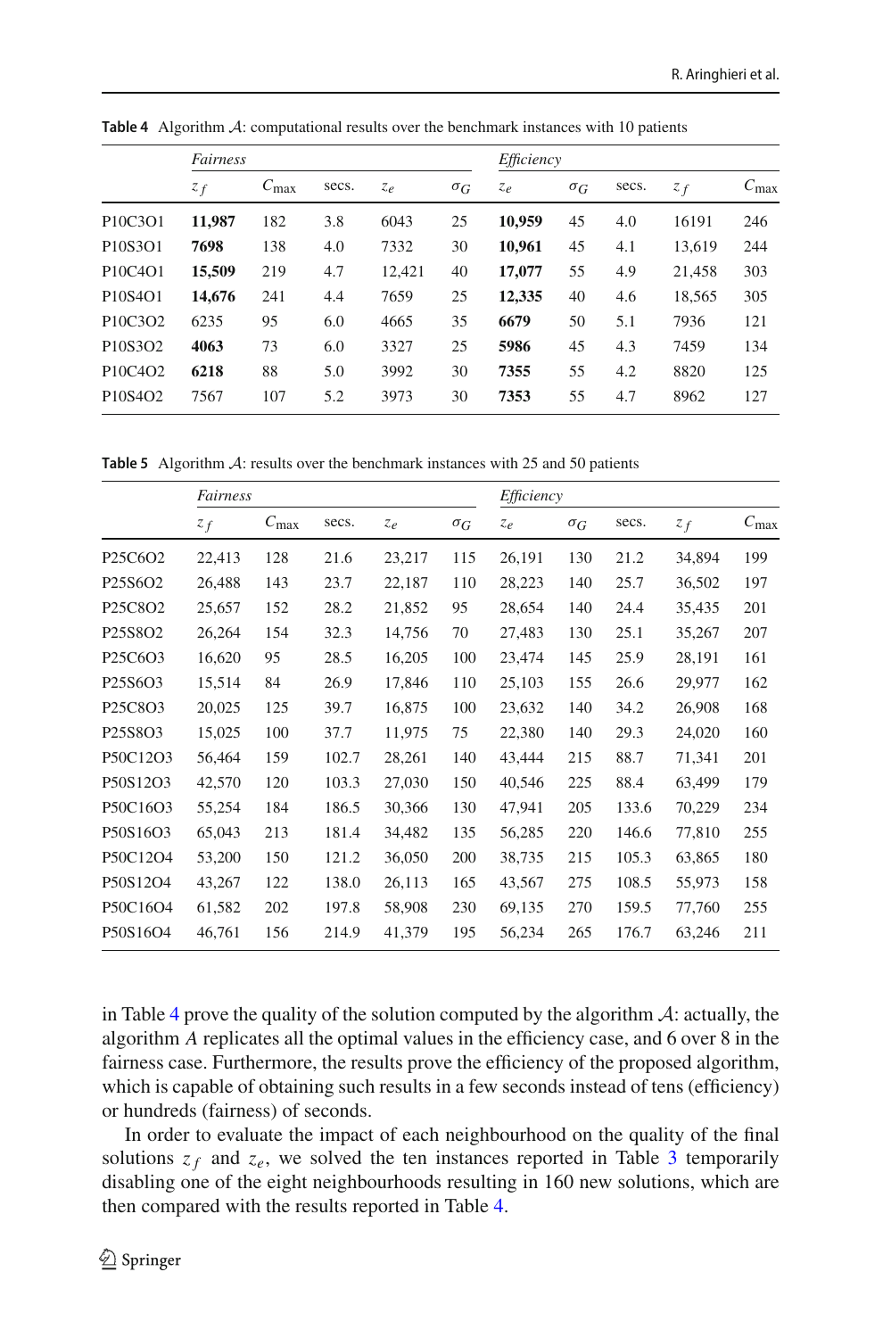**Table 4** Algorithm $\mathcal{A}$: computational results over the benchmark instances with 10 patients

| | *Fairness* | | | | | *Efficiency* | | | | |
|---|---|---|---|---|---|---|---|---|---|---|
| | $z_f$ | $C_{\max}$ | secs. | $z_e$ | $\sigma_G$ | $z_e$ | $\sigma_G$ | secs. | $z_f$ | $C_{\max}$ |
| P10C3O1 | **11,987** | 182 | 3.8 | 6043 | 25 | **10,959** | 45 | 4.0 | 16191 | 246 |
| P10S3O1 | **7698** | 138 | 4.0 | 7332 | 30 | **10,961** | 45 | 4.1 | 13,619 | 244 |
| P10C4O1 | **15,509** | 219 | 4.7 | 12,421 | 40 | **17,077** | 55 | 4.9 | 21,458 | 303 |
| P10S4O1 | **14,676** | 241 | 4.4 | 7659 | 25 | **12,335** | 40 | 4.6 | 18,565 | 305 |
| P10C3O2 | 6235 | 95 | 6.0 | 4665 | 35 | **6679** | 50 | 5.1 | 7936 | 121 |
| P10S3O2 | **4063** | 73 | 6.0 | 3327 | 25 | **5986** | 45 | 4.3 | 7459 | 134 |
| P10C4O2 | **6218** | 88 | 5.0 | 3992 | 30 | **7355** | 55 | 4.2 | 8820 | 125 |
| P10S4O2 | 7567 | 107 | 5.2 | 3973 | 30 | **7353** | 55 | 4.7 | 8962 | 127 |

**Table 5** Algorithm $\mathcal{A}$: results over the benchmark instances with 25 and 50 patients

| | *Fairness* | | | | | *Efficiency* | | | | |
|---|---|---|---|---|---|---|---|---|---|---|
| | $z_f$ | $C_{\max}$ | secs. | $z_e$ | $\sigma_G$ | $z_e$ | $\sigma_G$ | secs. | $z_f$ | $C_{\max}$ |
| P25C6O2 | 22,413 | 128 | 21.6 | 23,217 | 115 | 26,191 | 130 | 21.2 | 34,894 | 199 |
| P25S6O2 | 26,488 | 143 | 23.7 | 22,187 | 110 | 28,223 | 140 | 25.7 | 36,502 | 197 |
| P25C8O2 | 25,657 | 152 | 28.2 | 21,852 | 95 | 28,654 | 140 | 24.4 | 35,435 | 201 |
| P25S8O2 | 26,264 | 154 | 32.3 | 14,756 | 70 | 27,483 | 130 | 25.1 | 35,267 | 207 |
| P25C6O3 | 16,620 | 95 | 28.5 | 16,205 | 100 | 23,474 | 145 | 25.9 | 28,191 | 161 |
| P25S6O3 | 15,514 | 84 | 26.9 | 17,846 | 110 | 25,103 | 155 | 26.6 | 29,977 | 162 |
| P25C8O3 | 20,025 | 125 | 39.7 | 16,875 | 100 | 23,632 | 140 | 34.2 | 26,908 | 168 |
| P25S8O3 | 15,025 | 100 | 37.7 | 11,975 | 75 | 22,380 | 140 | 29.3 | 24,020 | 160 |
| P50C12O3 | 56,464 | 159 | 102.7 | 28,261 | 140 | 43,444 | 215 | 88.7 | 71,341 | 201 |
| P50S12O3 | 42,570 | 120 | 103.3 | 27,030 | 150 | 40,546 | 225 | 88.4 | 63,499 | 179 |
| P50C16O3 | 55,254 | 184 | 186.5 | 30,366 | 130 | 47,941 | 205 | 133.6 | 70,229 | 234 |
| P50S16O3 | 65,043 | 213 | 181.4 | 34,482 | 135 | 56,285 | 220 | 146.6 | 77,810 | 255 |
| P50C12O4 | 53,200 | 150 | 121.2 | 36,050 | 200 | 38,735 | 215 | 105.3 | 63,865 | 180 |
| P50S12O4 | 43,267 | 122 | 138.0 | 26,113 | 165 | 43,567 | 275 | 108.5 | 55,973 | 158 |
| P50C16O4 | 61,582 | 202 | 197.8 | 58,908 | 230 | 69,135 | 270 | 159.5 | 77,760 | 255 |
| P50S16O4 | 46,761 | 156 | 214.9 | 41,379 | 195 | 56,234 | 265 | 176.7 | 63,246 | 211 |

in Table 4 prove the quality of the solution computed by the algorithm $\mathcal{A}$: actually, the algorithm $A$ replicates all the optimal values in the efficiency case, and 6 over 8 in the fairness case. Furthermore, the results prove the efficiency of the proposed algorithm, which is capable of obtaining such results in a few seconds instead of tens (efficiency) or hundreds (fairness) of seconds.

In order to evaluate the impact of each neighbourhood on the quality of the final solutions $z_f$ and $z_e$, we solved the ten instances reported in Table 3 temporarily disabling one of the eight neighbourhoods resulting in 160 new solutions, which are then compared with the results reported in Table 4.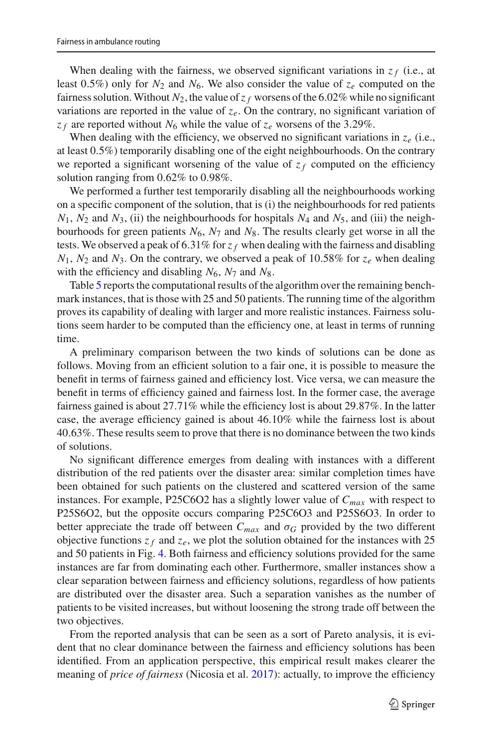When dealing with the fairness, we observed significant variations in $z_f$ (i.e., at least 0.5%) only for $N_2$ and $N_6$. We also consider the value of $z_e$ computed on the fairness solution. Without $N_2$, the value of $z_f$ worsens of the 6.02% while no significant variations are reported in the value of $z_e$. On the contrary, no significant variation of $z_f$ are reported without $N_6$ while the value of $z_e$ worsens of the 3.29%.

When dealing with the efficiency, we observed no significant variations in $z_e$ (i.e., at least 0.5%) temporarily disabling one of the eight neighbourhoods. On the contrary we reported a significant worsening of the value of $z_f$ computed on the efficiency solution ranging from 0.62% to 0.98%.

We performed a further test temporarily disabling all the neighbourhoods working on a specific component of the solution, that is (i) the neighbourhoods for red patients $N_1$, $N_2$ and $N_3$, (ii) the neighbourhoods for hospitals $N_4$ and $N_5$, and (iii) the neighbourhoods for green patients $N_6$, $N_7$ and $N_8$. The results clearly get worse in all the tests. We observed a peak of 6.31% for $z_f$ when dealing with the fairness and disabling $N_1$, $N_2$ and $N_3$. On the contrary, we observed a peak of 10.58% for $z_e$ when dealing with the efficiency and disabling $N_6$, $N_7$ and $N_8$.

Table 5 reports the computational results of the algorithm over the remaining benchmark instances, that is those with 25 and 50 patients. The running time of the algorithm proves its capability of dealing with larger and more realistic instances. Fairness solutions seem harder to be computed than the efficiency one, at least in terms of running time.

A preliminary comparison between the two kinds of solutions can be done as follows. Moving from an efficient solution to a fair one, it is possible to measure the benefit in terms of fairness gained and efficiency lost. Vice versa, we can measure the benefit in terms of efficiency gained and fairness lost. In the former case, the average fairness gained is about 27.71% while the efficiency lost is about 29.87%. In the latter case, the average efficiency gained is about 46.10% while the fairness lost is about 40.63%. These results seem to prove that there is no dominance between the two kinds of solutions.

No significant difference emerges from dealing with instances with a different distribution of the red patients over the disaster area: similar completion times have been obtained for such patients on the clustered and scattered version of the same instances. For example, P25C6O2 has a slightly lower value of $C_{max}$ with respect to P25S6O2, but the opposite occurs comparing P25C6O3 and P25S6O3. In order to better appreciate the trade off between $C_{max}$ and $\sigma_G$ provided by the two different objective functions $z_f$ and $z_e$, we plot the solution obtained for the instances with 25 and 50 patients in Fig. 4. Both fairness and efficiency solutions provided for the same instances are far from dominating each other. Furthermore, smaller instances show a clear separation between fairness and efficiency solutions, regardless of how patients are distributed over the disaster area. Such a separation vanishes as the number of patients to be visited increases, but without loosening the strong trade off between the two objectives.

From the reported analysis that can be seen as a sort of Pareto analysis, it is evident that no clear dominance between the fairness and efficiency solutions has been identified. From an application perspective, this empirical result makes clearer the meaning of *price of fairness* (Nicosia et al. 2017): actually, to improve the efficiency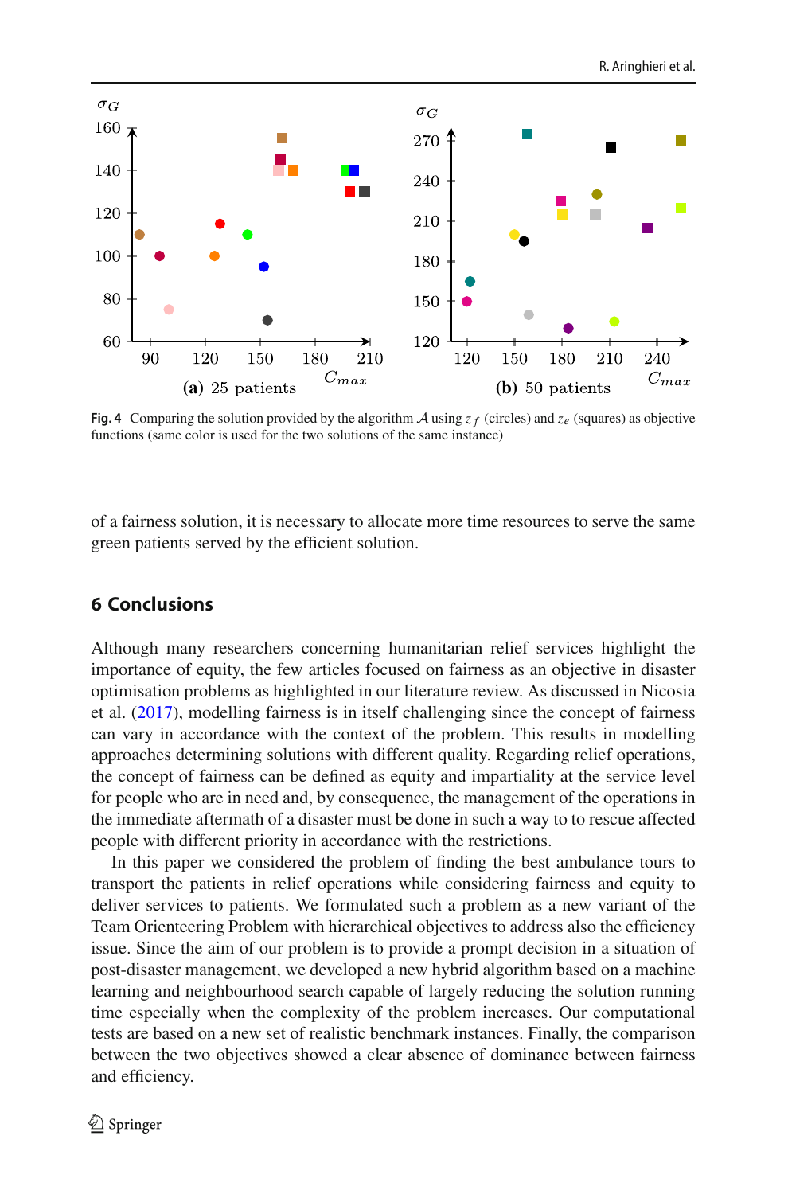Fig. 4 Comparing the solution provided by the algorithm $\mathcal{A}$ using $z_f$ (circles) and $z_e$ (squares) as objective functions (same color is used for the two solutions of the same instance)

of a fairness solution, it is necessary to allocate more time resources to serve the same green patients served by the efficient solution.

## 6 Conclusions

Although many researchers concerning humanitarian relief services highlight the importance of equity, the few articles focused on fairness as an objective in disaster optimisation problems as highlighted in our literature review. As discussed in Nicosia et al. (2017), modelling fairness is in itself challenging since the concept of fairness can vary in accordance with the context of the problem. This results in modelling approaches determining solutions with different quality. Regarding relief operations, the concept of fairness can be defined as equity and impartiality at the service level for people who are in need and, by consequence, the management of the operations in the immediate aftermath of a disaster must be done in such a way to to rescue affected people with different priority in accordance with the restrictions.

In this paper we considered the problem of finding the best ambulance tours to transport the patients in relief operations while considering fairness and equity to deliver services to patients. We formulated such a problem as a new variant of the Team Orienteering Problem with hierarchical objectives to address also the efficiency issue. Since the aim of our problem is to provide a prompt decision in a situation of post-disaster management, we developed a new hybrid algorithm based on a machine learning and neighbourhood search capable of largely reducing the solution running time especially when the complexity of the problem increases. Our computational tests are based on a new set of realistic benchmark instances. Finally, the comparison between the two objectives showed a clear absence of dominance between fairness and efficiency.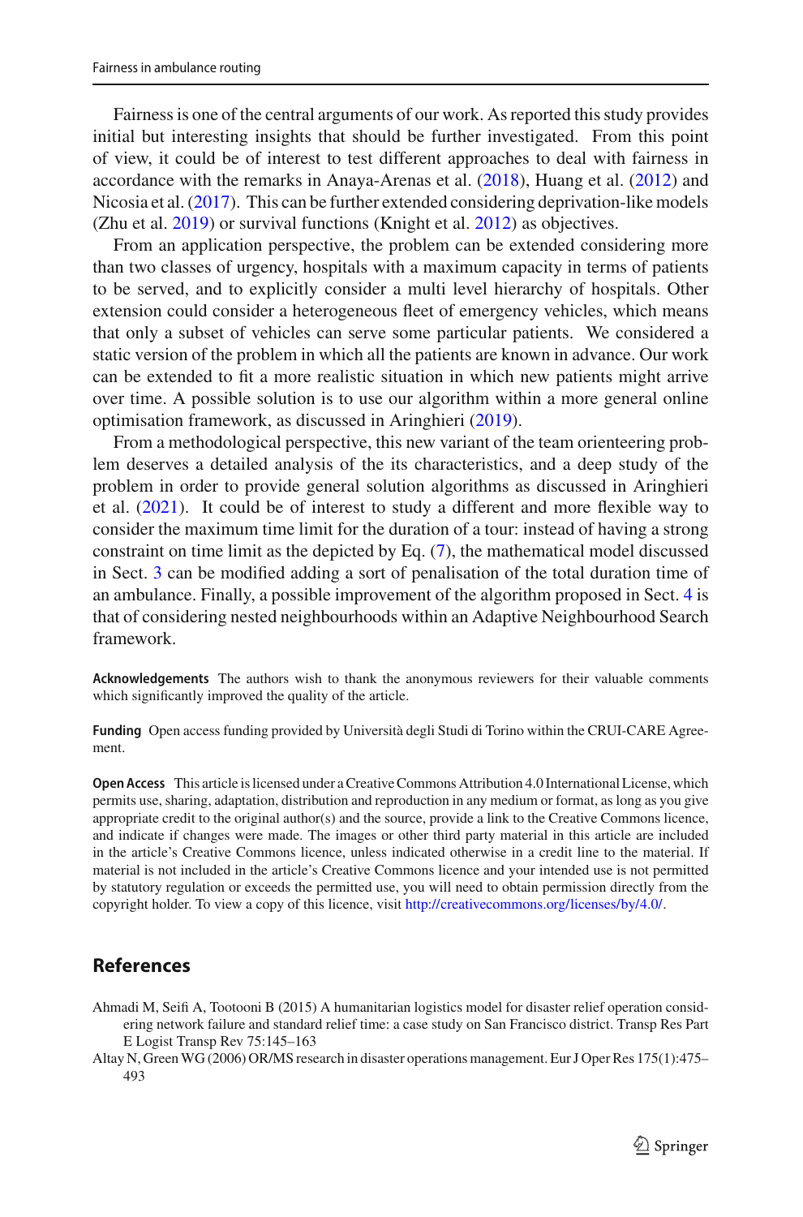Fairness is one of the central arguments of our work. As reported this study provides initial but interesting insights that should be further investigated. From this point of view, it could be of interest to test different approaches to deal with fairness in accordance with the remarks in Anaya-Arenas et al. (2018), Huang et al. (2012) and Nicosia et al. (2017). This can be further extended considering deprivation-like models (Zhu et al. 2019) or survival functions (Knight et al. 2012) as objectives.

From an application perspective, the problem can be extended considering more than two classes of urgency, hospitals with a maximum capacity in terms of patients to be served, and to explicitly consider a multi level hierarchy of hospitals. Other extension could consider a heterogeneous fleet of emergency vehicles, which means that only a subset of vehicles can serve some particular patients. We considered a static version of the problem in which all the patients are known in advance. Our work can be extended to fit a more realistic situation in which new patients might arrive over time. A possible solution is to use our algorithm within a more general online optimisation framework, as discussed in Aringhieri (2019).

From a methodological perspective, this new variant of the team orienteering problem deserves a detailed analysis of the its characteristics, and a deep study of the problem in order to provide general solution algorithms as discussed in Aringhieri et al. (2021). It could be of interest to study a different and more flexible way to consider the maximum time limit for the duration of a tour: instead of having a strong constraint on time limit as the depicted by Eq. (7), the mathematical model discussed in Sect. 3 can be modified adding a sort of penalisation of the total duration time of an ambulance. Finally, a possible improvement of the algorithm proposed in Sect. 4 is that of considering nested neighbourhoods within an Adaptive Neighbourhood Search framework.

**Acknowledgements** The authors wish to thank the anonymous reviewers for their valuable comments which significantly improved the quality of the article.

**Funding** Open access funding provided by Università degli Studi di Torino within the CRUI-CARE Agreement.

**Open Access** This article is licensed under a Creative Commons Attribution 4.0 International License, which permits use, sharing, adaptation, distribution and reproduction in any medium or format, as long as you give appropriate credit to the original author(s) and the source, provide a link to the Creative Commons licence, and indicate if changes were made. The images or other third party material in this article are included in the article's Creative Commons licence, unless indicated otherwise in a credit line to the material. If material is not included in the article's Creative Commons licence and your intended use is not permitted by statutory regulation or exceeds the permitted use, you will need to obtain permission directly from the copyright holder. To view a copy of this licence, visit http://creativecommons.org/licenses/by/4.0/.

## References

Ahmadi M, Seifi A, Tootooni B (2015) A humanitarian logistics model for disaster relief operation considering network failure and standard relief time: a case study on San Francisco district. Transp Res Part E Logist Transp Rev 75:145–163

Altay N, Green WG (2006) OR/MS research in disaster operations management. Eur J Oper Res 175(1):475–493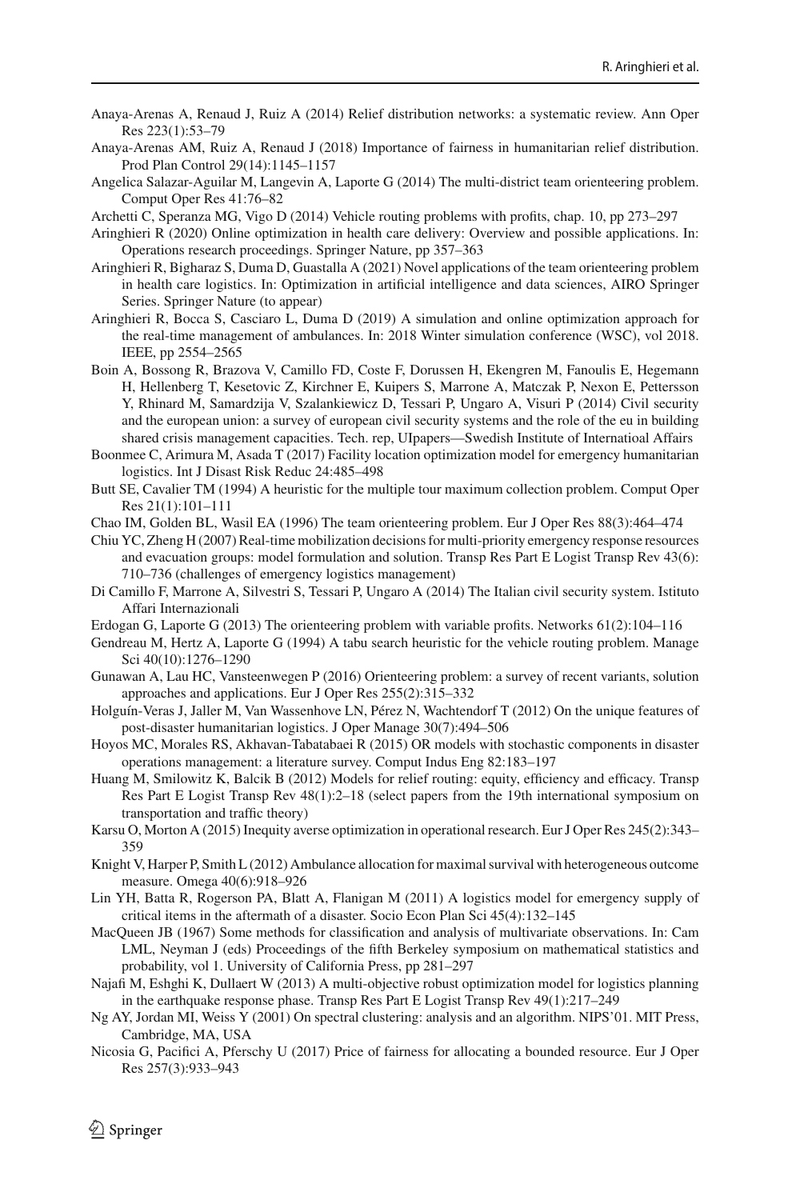Anaya-Arenas A, Renaud J, Ruiz A (2014) Relief distribution networks: a systematic review. Ann Oper Res 223(1):53–79

Anaya-Arenas AM, Ruiz A, Renaud J (2018) Importance of fairness in humanitarian relief distribution. Prod Plan Control 29(14):1145–1157

Angelica Salazar-Aguilar M, Langevin A, Laporte G (2014) The multi-district team orienteering problem. Comput Oper Res 41:76–82

Archetti C, Speranza MG, Vigo D (2014) Vehicle routing problems with profits, chap. 10, pp 273–297

Aringhieri R (2020) Online optimization in health care delivery: Overview and possible applications. In: Operations research proceedings. Springer Nature, pp 357–363

Aringhieri R, Bigharaz S, Duma D, Guastalla A (2021) Novel applications of the team orienteering problem in health care logistics. In: Optimization in artificial intelligence and data sciences, AIRO Springer Series. Springer Nature (to appear)

Aringhieri R, Bocca S, Casciaro L, Duma D (2019) A simulation and online optimization approach for the real-time management of ambulances. In: 2018 Winter simulation conference (WSC), vol 2018. IEEE, pp 2554–2565

Boin A, Bossong R, Brazova V, Camillo FD, Coste F, Dorussen H, Ekengren M, Fanoulis E, Hegemann H, Hellenberg T, Kesetovic Z, Kirchner E, Kuipers S, Marrone A, Matczak P, Nexon E, Pettersson Y, Rhinard M, Samardzija V, Szalankiewicz D, Tessari P, Ungaro A, Visuri P (2014) Civil security and the european union: a survey of european civil security systems and the role of the eu in building shared crisis management capacities. Tech. rep, UIpapers—Swedish Institute of Internatioal Affairs

Boonmee C, Arimura M, Asada T (2017) Facility location optimization model for emergency humanitarian logistics. Int J Disast Risk Reduc 24:485–498

Butt SE, Cavalier TM (1994) A heuristic for the multiple tour maximum collection problem. Comput Oper Res 21(1):101–111

Chao IM, Golden BL, Wasil EA (1996) The team orienteering problem. Eur J Oper Res 88(3):464–474

Chiu YC, Zheng H (2007) Real-time mobilization decisions for multi-priority emergency response resources and evacuation groups: model formulation and solution. Transp Res Part E Logist Transp Rev 43(6): 710–736 (challenges of emergency logistics management)

Di Camillo F, Marrone A, Silvestri S, Tessari P, Ungaro A (2014) The Italian civil security system. Istituto Affari Internazionali

Erdogan G, Laporte G (2013) The orienteering problem with variable profits. Networks 61(2):104–116

Gendreau M, Hertz A, Laporte G (1994) A tabu search heuristic for the vehicle routing problem. Manage Sci 40(10):1276–1290

Gunawan A, Lau HC, Vansteenwegen P (2016) Orienteering problem: a survey of recent variants, solution approaches and applications. Eur J Oper Res 255(2):315–332

Holguín-Veras J, Jaller M, Van Wassenhove LN, Pérez N, Wachtendorf T (2012) On the unique features of post-disaster humanitarian logistics. J Oper Manage 30(7):494–506

Hoyos MC, Morales RS, Akhavan-Tabatabaei R (2015) OR models with stochastic components in disaster operations management: a literature survey. Comput Indus Eng 82:183–197

Huang M, Smilowitz K, Balcik B (2012) Models for relief routing: equity, efficiency and efficacy. Transp Res Part E Logist Transp Rev 48(1):2–18 (select papers from the 19th international symposium on transportation and traffic theory)

Karsu O, Morton A (2015) Inequity averse optimization in operational research. Eur J Oper Res 245(2):343–359

Knight V, Harper P, Smith L (2012) Ambulance allocation for maximal survival with heterogeneous outcome measure. Omega 40(6):918–926

Lin YH, Batta R, Rogerson PA, Blatt A, Flanigan M (2011) A logistics model for emergency supply of critical items in the aftermath of a disaster. Socio Econ Plan Sci 45(4):132–145

MacQueen JB (1967) Some methods for classification and analysis of multivariate observations. In: Cam LML, Neyman J (eds) Proceedings of the fifth Berkeley symposium on mathematical statistics and probability, vol 1. University of California Press, pp 281–297

Najafi M, Eshghi K, Dullaert W (2013) A multi-objective robust optimization model for logistics planning in the earthquake response phase. Transp Res Part E Logist Transp Rev 49(1):217–249

Ng AY, Jordan MI, Weiss Y (2001) On spectral clustering: analysis and an algorithm. NIPS'01. MIT Press, Cambridge, MA, USA

Nicosia G, Pacifici A, Pferschy U (2017) Price of fairness for allocating a bounded resource. Eur J Oper Res 257(3):933–943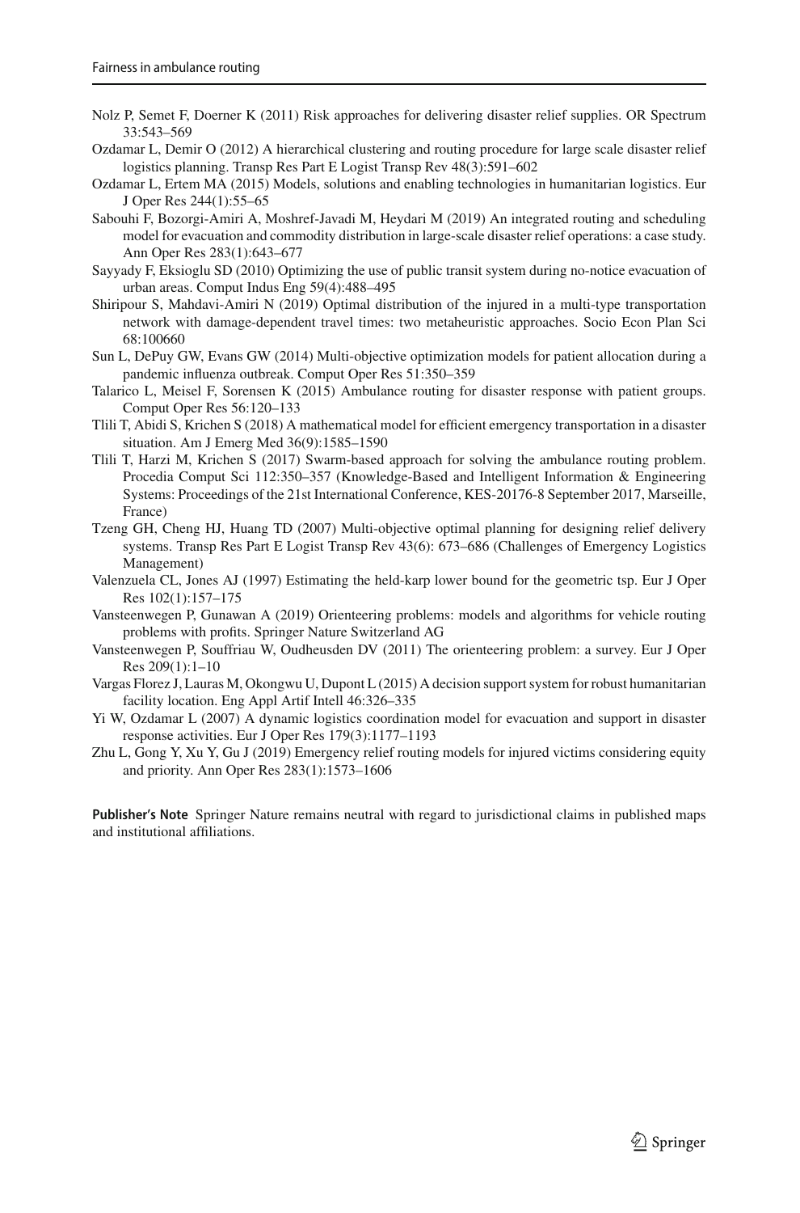Nolz P, Semet F, Doerner K (2011) Risk approaches for delivering disaster relief supplies. OR Spectrum 33:543–569

Ozdamar L, Demir O (2012) A hierarchical clustering and routing procedure for large scale disaster relief logistics planning. Transp Res Part E Logist Transp Rev 48(3):591–602

Ozdamar L, Ertem MA (2015) Models, solutions and enabling technologies in humanitarian logistics. Eur J Oper Res 244(1):55–65

Sabouhi F, Bozorgi-Amiri A, Moshref-Javadi M, Heydari M (2019) An integrated routing and scheduling model for evacuation and commodity distribution in large-scale disaster relief operations: a case study. Ann Oper Res 283(1):643–677

Sayyady F, Eksioglu SD (2010) Optimizing the use of public transit system during no-notice evacuation of urban areas. Comput Indus Eng 59(4):488–495

Shiripour S, Mahdavi-Amiri N (2019) Optimal distribution of the injured in a multi-type transportation network with damage-dependent travel times: two metaheuristic approaches. Socio Econ Plan Sci 68:100660

Sun L, DePuy GW, Evans GW (2014) Multi-objective optimization models for patient allocation during a pandemic influenza outbreak. Comput Oper Res 51:350–359

Talarico L, Meisel F, Sorensen K (2015) Ambulance routing for disaster response with patient groups. Comput Oper Res 56:120–133

Tlili T, Abidi S, Krichen S (2018) A mathematical model for efficient emergency transportation in a disaster situation. Am J Emerg Med 36(9):1585–1590

Tlili T, Harzi M, Krichen S (2017) Swarm-based approach for solving the ambulance routing problem. Procedia Comput Sci 112:350–357 (Knowledge-Based and Intelligent Information & Engineering Systems: Proceedings of the 21st International Conference, KES-20176-8 September 2017, Marseille, France)

Tzeng GH, Cheng HJ, Huang TD (2007) Multi-objective optimal planning for designing relief delivery systems. Transp Res Part E Logist Transp Rev 43(6): 673–686 (Challenges of Emergency Logistics Management)

Valenzuela CL, Jones AJ (1997) Estimating the held-karp lower bound for the geometric tsp. Eur J Oper Res 102(1):157–175

Vansteenwegen P, Gunawan A (2019) Orienteering problems: models and algorithms for vehicle routing problems with profits. Springer Nature Switzerland AG

Vansteenwegen P, Souffriau W, Oudheusden DV (2011) The orienteering problem: a survey. Eur J Oper Res 209(1):1–10

Vargas Florez J, Lauras M, Okongwu U, Dupont L (2015) A decision support system for robust humanitarian facility location. Eng Appl Artif Intell 46:326–335

Yi W, Ozdamar L (2007) A dynamic logistics coordination model for evacuation and support in disaster response activities. Eur J Oper Res 179(3):1177–1193

Zhu L, Gong Y, Xu Y, Gu J (2019) Emergency relief routing models for injured victims considering equity and priority. Ann Oper Res 283(1):1573–1606

**Publisher's Note** Springer Nature remains neutral with regard to jurisdictional claims in published maps and institutional affiliations.